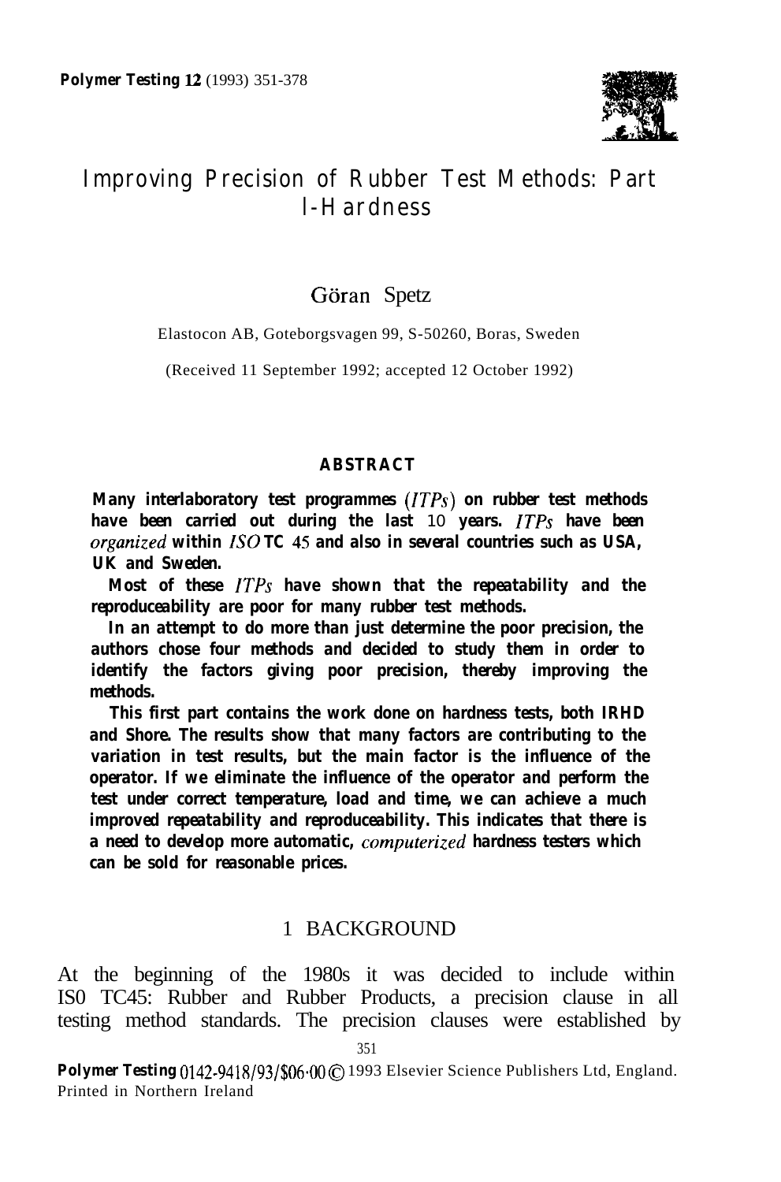# Improving Precision of Rubber Test Methods: Part I-Hardness

Göran Spetz

Elastocon AB, Goteborgsvagen 99, S-50260, Boras, Sweden

(Received 11 September 1992; accepted 12 October 1992)

## ABSTRACT

**Many interlaboratory test programmes (*ITPs*) on rubber test methods have been carried out during the last 10 years. *ITPs* have been *organized* within *ISO* TC 45 and also in several countries such as USA, UK and Sweden.**

**Most of these *ITPs* have shown that the repeatability and the reproduceability are poor for many rubber test methods.**

**In an attempt to do more than just determine the poor precision, the authors chose four methods and decided to study them in order to identify the factors giving poor precision, thereby improving the methods.**

**This first part contains the work done on hardness tests, both IRHD and Shore. The results show that many factors are contributing to the variation in test results, but the main factor is the influence of the operator. If we eliminate the influence of the operator and perform the test under correct temperature, load and time, we can achieve a much improved repeatability and reproduceability. This indicates that there is a need to develop more automatic, *computerized* hardness testers which can be sold for reasonable prices.**

## 1 BACKGROUND

At the beginning of the 1980s it was decided to include within IS0 TC45: Rubber and Rubber Products, a precision clause in all testing method standards. The precision clauses were established by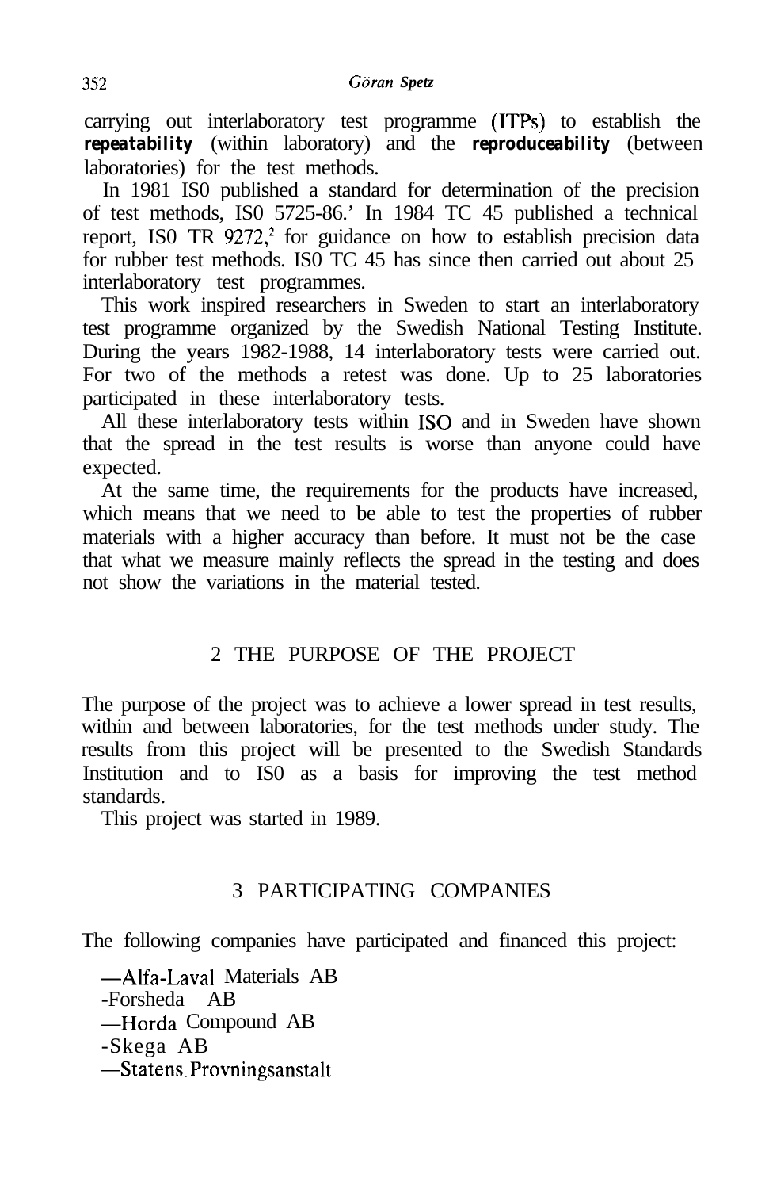carrying out interlaboratory test programme (ITPs) to establish the **repeatability** (within laboratory) and the **reproduceability** (between laboratories) for the test methods.

In 1981 IS0 published a standard for determination of the precision of test methods, IS0 5725-86.[1] In 1984 TC 45 published a technical report, IS0 TR 9272,[2] for guidance on how to establish precision data for rubber test methods. IS0 TC 45 has since then carried out about 25 interlaboratory test programmes.

This work inspired researchers in Sweden to start an interlaboratory test programme organized by the Swedish National Testing Institute. During the years 1982-1988, 14 interlaboratory tests were carried out. For two of the methods a retest was done. Up to 25 laboratories participated in these interlaboratory tests.

All these interlaboratory tests within ISO and in Sweden have shown that the spread in the test results is worse than anyone could have expected.

At the same time, the requirements for the products have increased, which means that we need to be able to test the properties of rubber materials with a higher accuracy than before. It must not be the case that what we measure mainly reflects the spread in the testing and does not show the variations in the material tested.

## 2 THE PURPOSE OF THE PROJECT

The purpose of the project was to achieve a lower spread in test results, within and between laboratories, for the test methods under study. The results from this project will be presented to the Swedish Standards Institution and to IS0 as a basis for improving the test method standards.

This project was started in 1989.

## 3 PARTICIPATING COMPANIES

The following companies have participated and financed this project:

- Alfa-Laval Materials AB
- Forsheda AB
- Horda Compound AB
- Skega AB
- Statens Provningsanstalt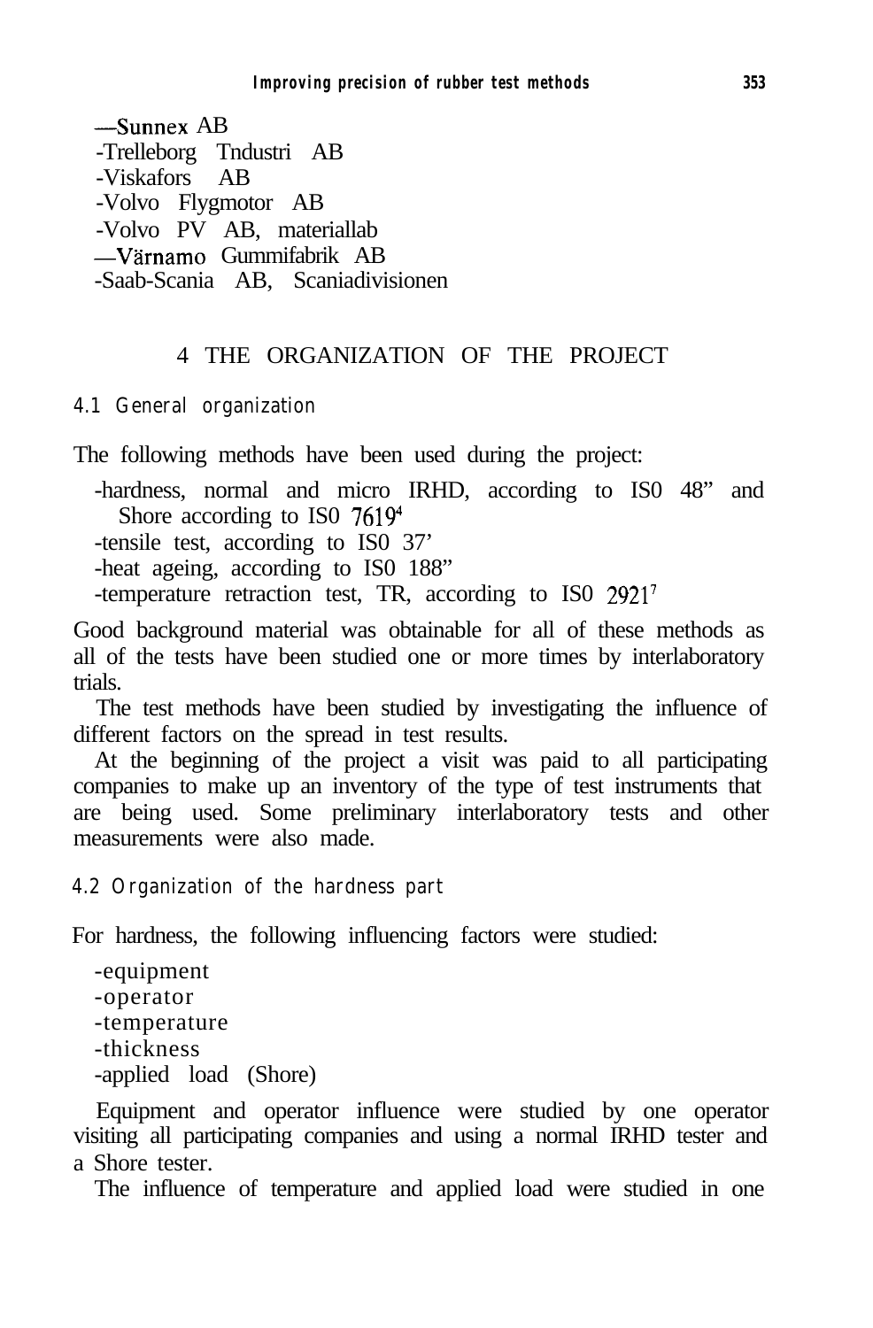- Sunnex AB
- Trelleborg Tndustri AB
- Viskafors AB
- Volvo Flygmotor AB
- Volvo PV AB, materiallab
- Värnamo Gummifabrik AB
- Saab-Scania AB, Scaniadivisionen

## 4 THE ORGANIZATION OF THE PROJECT

### 4.1 General organization

The following methods have been used during the project:

- hardness, normal and micro IRHD, according to IS0 48" and Shore according to IS0 7619[4]
- tensile test, according to IS0 37'
- heat ageing, according to IS0 188"
- temperature retraction test, TR, according to IS0 2921[7]

Good background material was obtainable for all of these methods as all of the tests have been studied one or more times by interlaboratory trials.

The test methods have been studied by investigating the influence of different factors on the spread in test results.

At the beginning of the project a visit was paid to all participating companies to make up an inventory of the type of test instruments that are being used. Some preliminary interlaboratory tests and other measurements were also made.

### 4.2 Organization of the hardness part

For hardness, the following influencing factors were studied:

- equipment
- operator
- temperature
- thickness
- applied load (Shore)

Equipment and operator influence were studied by one operator visiting all participating companies and using a normal IRHD tester and a Shore tester.

The influence of temperature and applied load were studied in one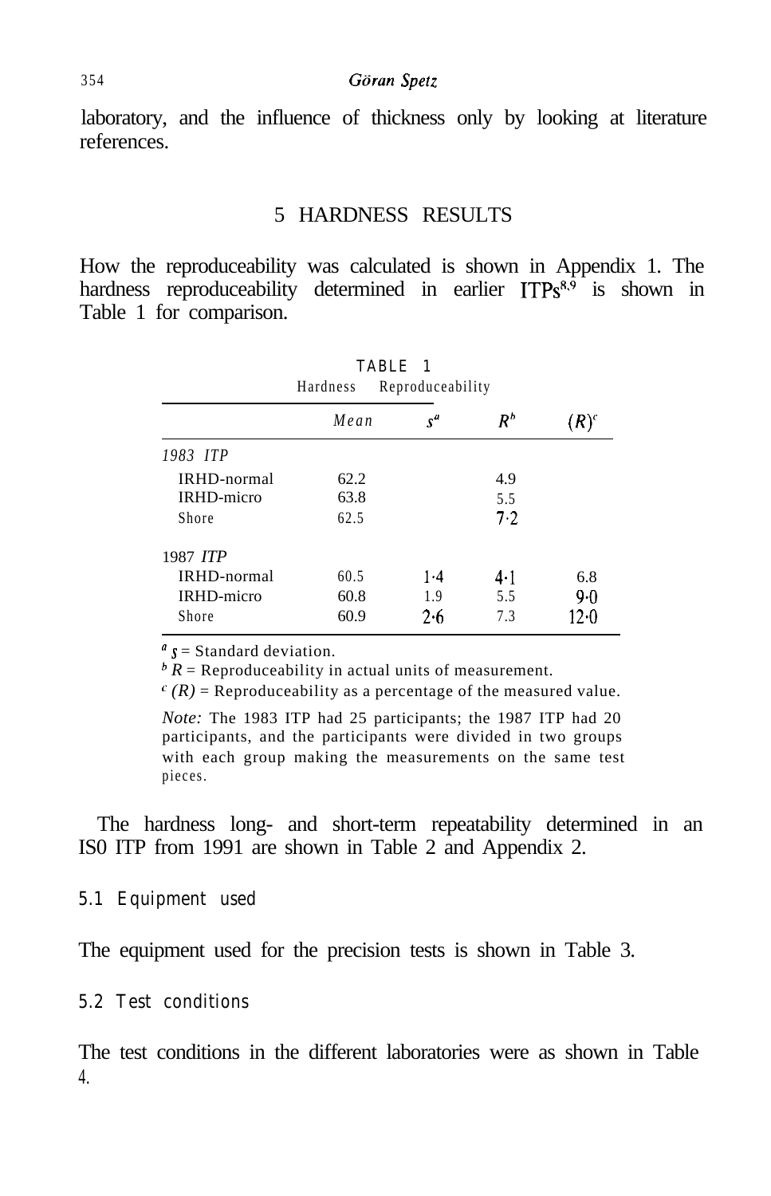laboratory, and the influence of thickness only by looking at literature references.

## 5 HARDNESS RESULTS

How the reproduceability was calculated is shown in Appendix 1. The hardness reproduceability determined in earlier ITPs[8,9] is shown in Table 1 for comparison.

TABLE 1
Hardness Reproduceability

| | Mean | $s^a$ | $R^b$ | $(R)^c$ |
|---|---|---|---|---|
| *1983 ITP* | | | | |
| IRHD-normal | 62.2 | | 4.9 | |
| IRHD-micro | 63.8 | | 5.5 | |
| Shore | 62.5 | | 7·2 | |
| 1987 *ITP* | | | | |
| IRHD-normal | 60.5 | 1·4 | 4·1 | 6.8 |
| IRHD-micro | 60.8 | 1.9 | 5.5 | 9·0 |
| Shore | 60.9 | 2·6 | 7.3 | 12·0 |

[a] $s$ = Standard deviation.
[b] $R$ = Reproduceability in actual units of measurement.
[c] $(R)$ = Reproduceability as a percentage of the measured value.

*Note:* The 1983 ITP had 25 participants; the 1987 ITP had 20 participants, and the participants were divided in two groups with each group making the measurements on the same test pieces.

The hardness long- and short-term repeatability determined in an ISO ITP from 1991 are shown in Table 2 and Appendix 2.

### 5.1 Equipment used

The equipment used for the precision tests is shown in Table 3.

### 5.2 Test conditions

The test conditions in the different laboratories were as shown in Table 4.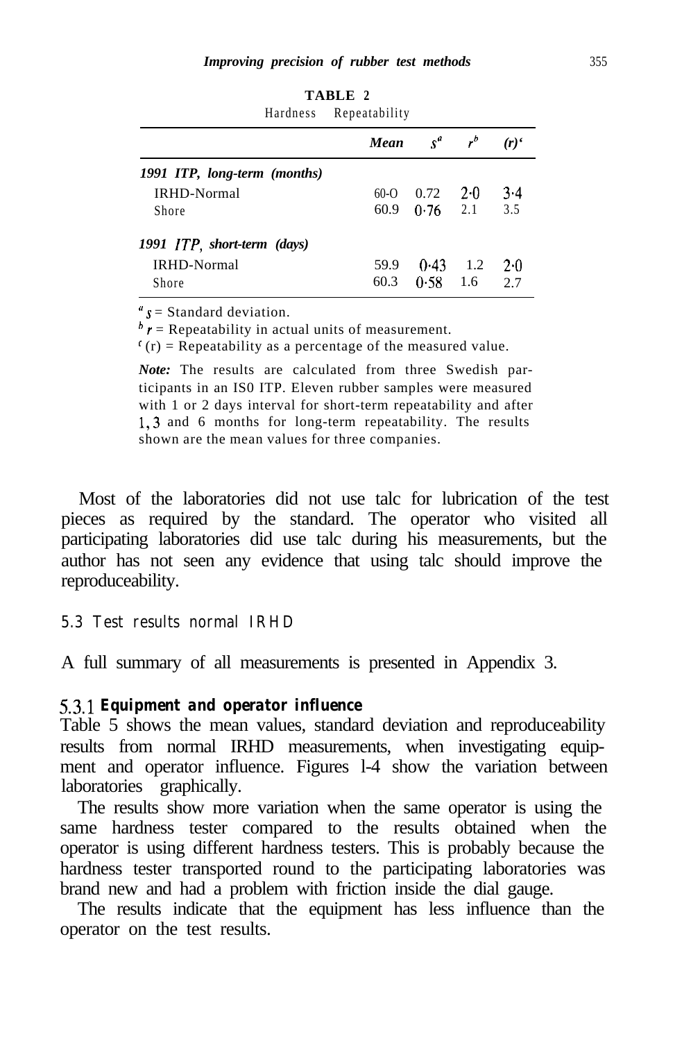**TABLE 2**
Hardness Repeatability

| | Mean | $s$[a] | $r$[b] | (r)[c] |
|---|---|---|---|---|
| ***1991 ITP, long-term (months)*** | | | | |
| IRHD-Normal | 60.0 | 0.72 | 2.0 | 3.4 |
| Shore | 60.9 | 0.76 | 2.1 | 3.5 |
| ***1991 ITP, short-term (days)*** | | | | |
| IRHD-Normal | 59.9 | 0.43 | 1.2 | 2.0 |
| Shore | 60.3 | 0.58 | 1.6 | 2.7 |

[a] $s$ = Standard deviation.
[b] $r$ = Repeatability in actual units of measurement.
[c] (r) = Repeatability as a percentage of the measured value.

*Note:* The results are calculated from three Swedish participants in an ISO ITP. Eleven rubber samples were measured with 1 or 2 days interval for short-term repeatability and after 1, 3 and 6 months for long-term repeatability. The results shown are the mean values for three companies.

Most of the laboratories did not use talc for lubrication of the test pieces as required by the standard. The operator who visited all participating laboratories did use talc during his measurements, but the author has not seen any evidence that using talc should improve the reproduceability.

## 5.3 Test results normal IRHD

A full summary of all measurements is presented in Appendix 3.

### 5.3.1 Equipment and operator influence

Table 5 shows the mean values, standard deviation and reproduceability results from normal IRHD measurements, when investigating equipment and operator influence. Figures 1-4 show the variation between laboratories graphically.

The results show more variation when the same operator is using the same hardness tester compared to the results obtained when the operator is using different hardness testers. This is probably because the hardness tester transported round to the participating laboratories was brand new and had a problem with friction inside the dial gauge.

The results indicate that the equipment has less influence than the operator on the test results.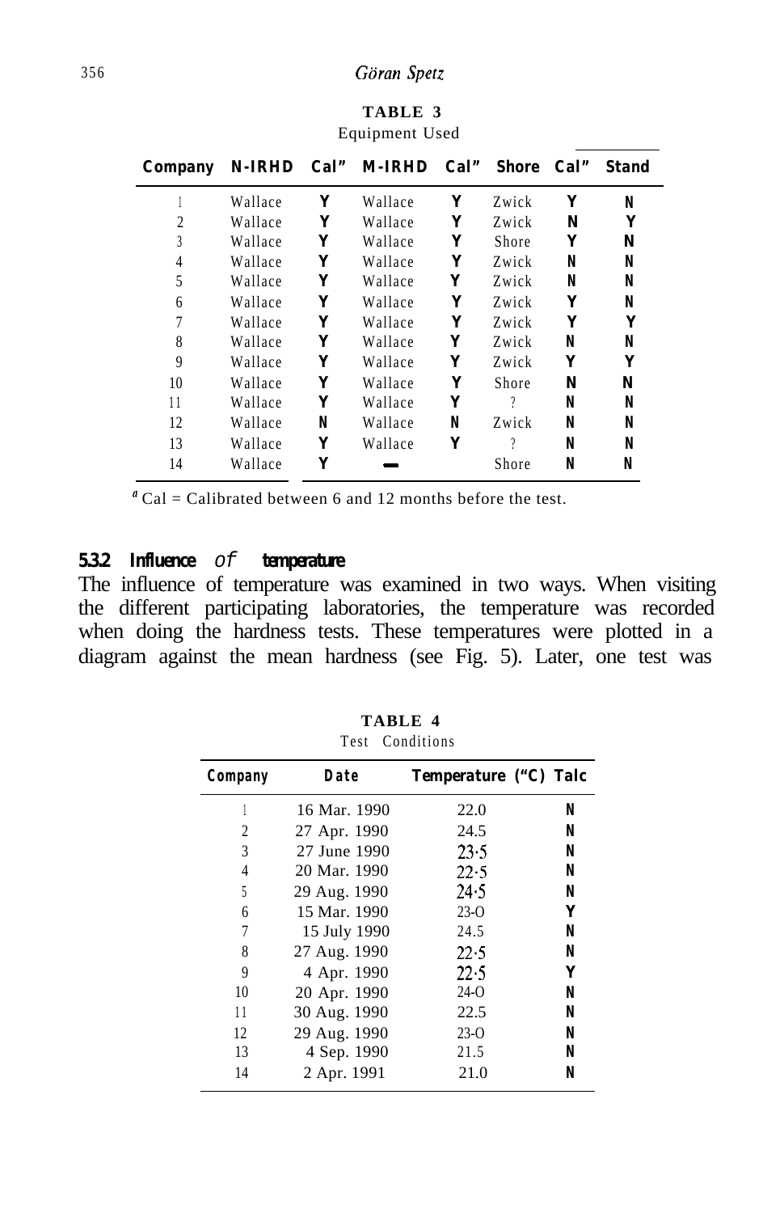**TABLE 3**
Equipment Used

| Company | N-IRHD | Cal[a] | M-IRHD | Cal[a] | Shore | Cal[a] | Stand |
|---|---|---|---|---|---|---|---|
| 1 | Wallace | Y | Wallace | Y | Zwick | Y | N |
| 2 | Wallace | Y | Wallace | Y | Zwick | N | Y |
| 3 | Wallace | Y | Wallace | Y | Shore | Y | N |
| 4 | Wallace | Y | Wallace | Y | Zwick | N | N |
| 5 | Wallace | Y | Wallace | Y | Zwick | N | N |
| 6 | Wallace | Y | Wallace | Y | Zwick | Y | N |
| 7 | Wallace | Y | Wallace | Y | Zwick | Y | Y |
| 8 | Wallace | Y | Wallace | Y | Zwick | N | N |
| 9 | Wallace | Y | Wallace | Y | Zwick | Y | Y |
| 10 | Wallace | Y | Wallace | Y | Shore | N | N |
| 11 | Wallace | Y | Wallace | Y | ? | N | N |
| 12 | Wallace | N | Wallace | N | Zwick | N | N |
| 13 | Wallace | Y | Wallace | Y | ? | N | N |
| 14 | Wallace | Y | — | | Shore | N | N |

[a] Cal = Calibrated between 6 and 12 months before the test.

### 5.3.2 Influence of temperature

The influence of temperature was examined in two ways. When visiting the different participating laboratories, the temperature was recorded when doing the hardness tests. These temperatures were plotted in a diagram against the mean hardness (see Fig. 5). Later, one test was

**TABLE 4**
Test Conditions

| Company | Date | Temperature (°C) | Talc |
|---|---|---|---|
| 1 | 16 Mar. 1990 | 22.0 | N |
| 2 | 27 Apr. 1990 | 24.5 | N |
| 3 | 27 June 1990 | 23.5 | N |
| 4 | 20 Mar. 1990 | 22.5 | N |
| 5 | 29 Aug. 1990 | 24.5 | N |
| 6 | 15 Mar. 1990 | 23.0 | Y |
| 7 | 15 July 1990 | 24.5 | N |
| 8 | 27 Aug. 1990 | 22.5 | N |
| 9 | 4 Apr. 1990 | 22.5 | Y |
| 10 | 20 Apr. 1990 | 24.0 | N |
| 11 | 30 Aug. 1990 | 22.5 | N |
| 12 | 29 Aug. 1990 | 23.0 | N |
| 13 | 4 Sep. 1990 | 21.5 | N |
| 14 | 2 Apr. 1991 | 21.0 | N |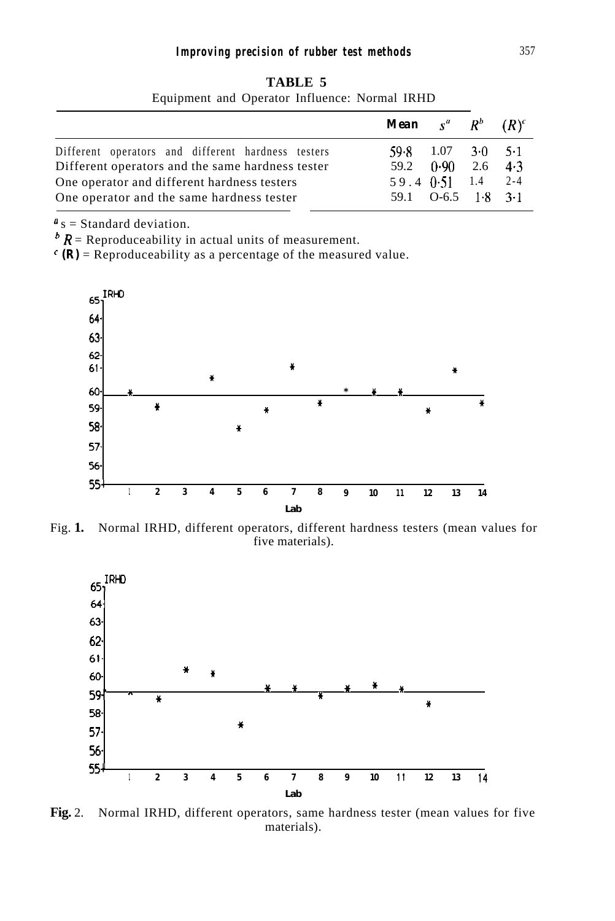**TABLE 5**

Equipment and Operator Influence: Normal IRHD

| | Mean | $s^a$ | $R^b$ | $(R)^c$ |
|---|---|---|---|---|
| Different operators and different hardness testers | 59·8 | 1.07 | 3·0 | 5·1 |
| Different operators and the same hardness tester | 59.2 | 0·90 | 2.6 | 4·3 |
| One operator and different hardness testers | 59.4 | 0·51 | 1.4 | 2·4 |
| One operator and the same hardness tester | 59.1 | 0·65 | 1·8 | 3·1 |

[a] s = Standard deviation.
[b] $R$ = Reproduceability in actual units of measurement.
[c] $(R)$ = Reproduceability as a percentage of the measured value.

Fig. **1.** Normal IRHD, different operators, different hardness testers (mean values for five materials).

**Fig.** 2. Normal IRHD, different operators, same hardness tester (mean values for five materials).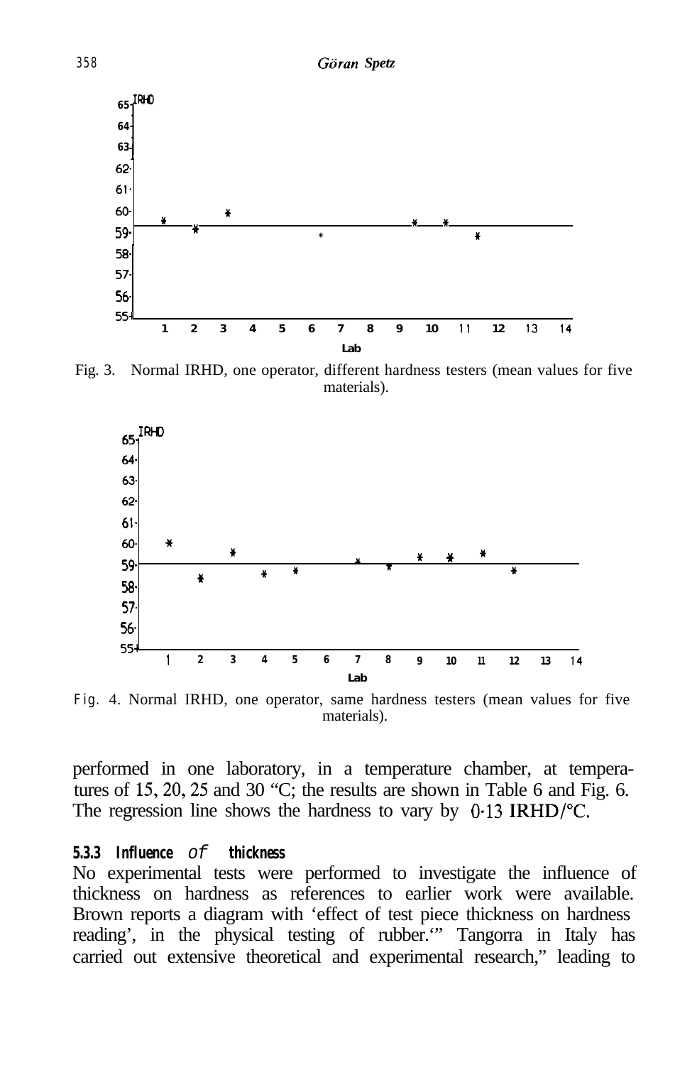Fig. 3. Normal IRHD, one operator, different hardness testers (mean values for five materials).

Fig. 4. Normal IRHD, one operator, same hardness testers (mean values for five materials).

performed in one laboratory, in a temperature chamber, at temperatures of 15, 20, 25 and 30 °C; the results are shown in Table 6 and Fig. 6. The regression line shows the hardness to vary by 0·13 IRHD/°C.

### 5.3.3 Influence of thickness

No experimental tests were performed to investigate the influence of thickness on hardness as references to earlier work were available. Brown reports a diagram with 'effect of test piece thickness on hardness reading', in the physical testing of rubber.'" Tangorra in Italy has carried out extensive theoretical and experimental research," leading to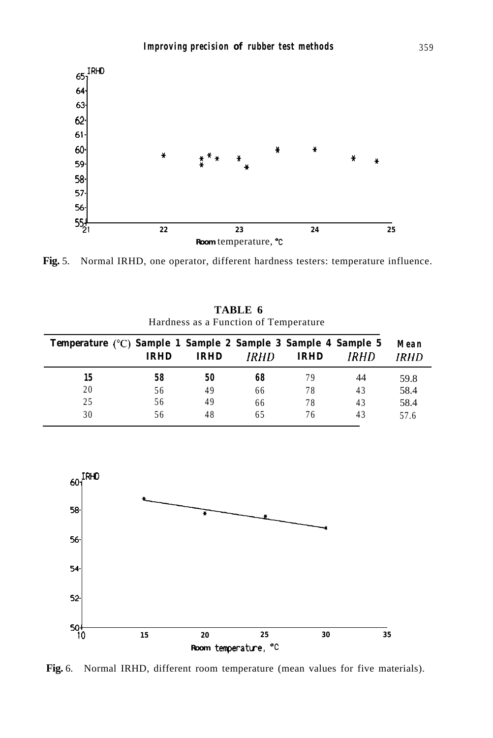Fig. 5. Normal IRHD, one operator, different hardness testers: temperature influence.

**TABLE 6**
Hardness as a Function of Temperature

| Temperature (°C) | Sample 1 IRHD | Sample 2 IRHD | Sample 3 IRHD | Sample 4 IRHD | Sample 5 IRHD | Mean IRHD |
|---|---|---|---|---|---|---|
| 15 | 58 | 50 | 68 | 79 | 44 | 59.8 |
| 20 | 56 | 49 | 66 | 78 | 43 | 58.4 |
| 25 | 56 | 49 | 66 | 78 | 43 | 58.4 |
| 30 | 56 | 48 | 65 | 76 | 43 | 57.6 |

Fig. 6. Normal IRHD, different room temperature (mean values for five materials).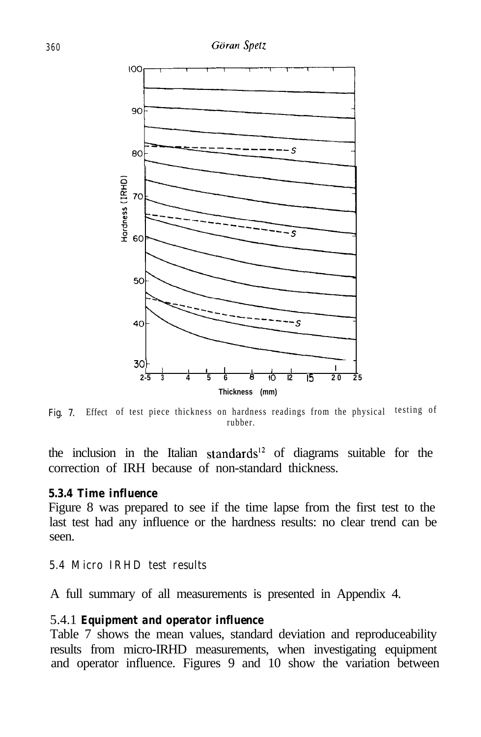Fig. 7. Effect of test piece thickness on hardness readings from the physical testing of rubber.

the inclusion in the Italian standards[12] of diagrams suitable for the correction of IRH because of non-standard thickness.

**5.3.4 Time influence**

Figure 8 was prepared to see if the time lapse from the first test to the last test had any influence or the hardness results: no clear trend can be seen.

### 5.4 Micro IRHD test results

A full summary of all measurements is presented in Appendix 4.

**5.4.1 Equipment and operator influence**

Table 7 shows the mean values, standard deviation and reproduceability results from micro-IRHD measurements, when investigating equipment and operator influence. Figures 9 and 10 show the variation between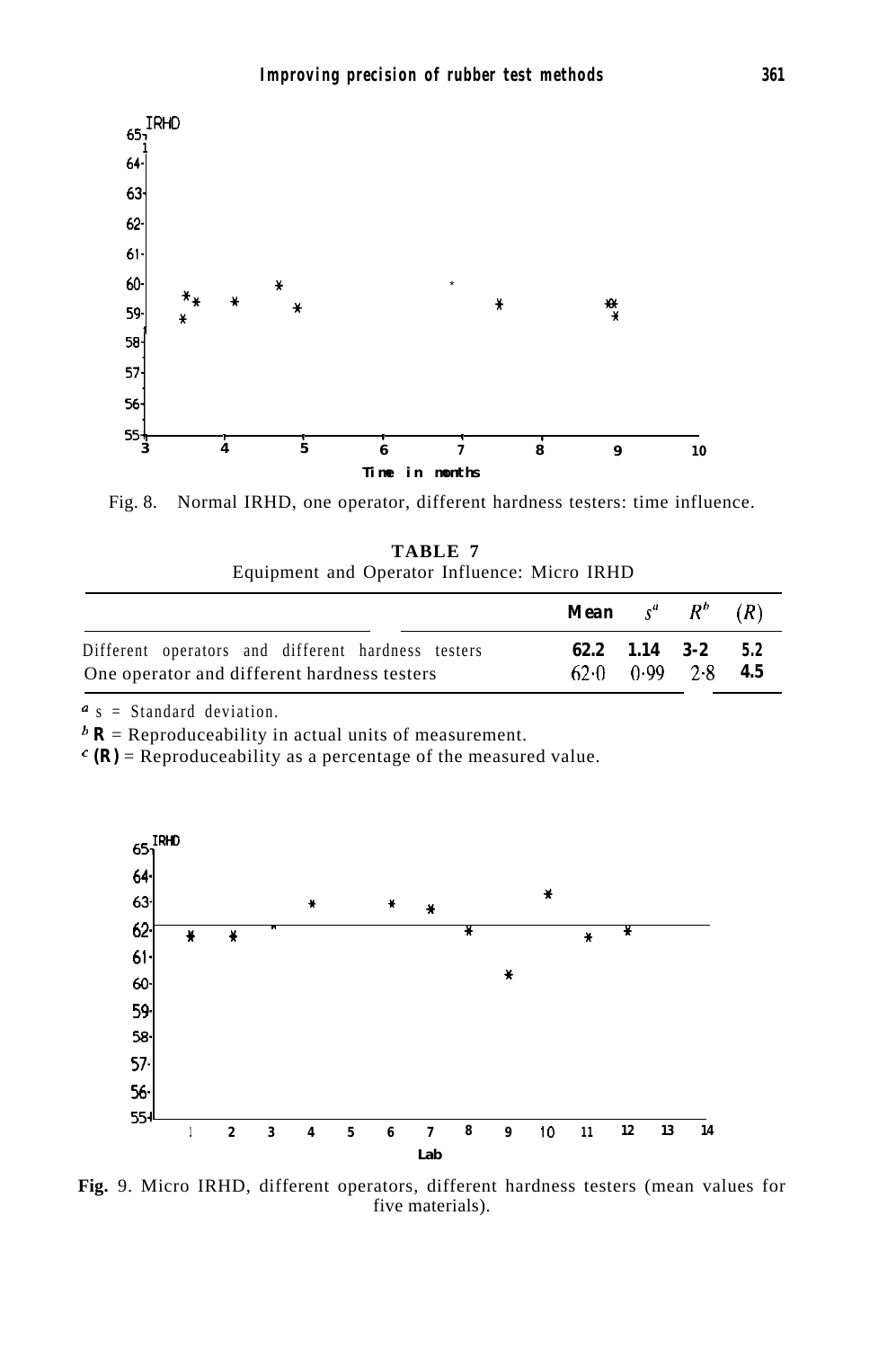Fig. 8. Normal IRHD, one operator, different hardness testers: time influence.

**TABLE 7**
Equipment and Operator Influence: Micro IRHD

| | Mean | $s^a$ | $R^b$ | $(R)$ |
|---|---|---|---|---|
| Different operators and different hardness testers | 62.2 | 1.14 | 3·2 | 5.2 |
| One operator and different hardness testers | 62·0 | 0·99 | 2·8 | 4.5 |

[a] s = Standard deviation.
[b] **R** = Reproduceability in actual units of measurement.
[c] **(R)** = Reproduceability as a percentage of the measured value.

**Fig.** 9. Micro IRHD, different operators, different hardness testers (mean values for five materials).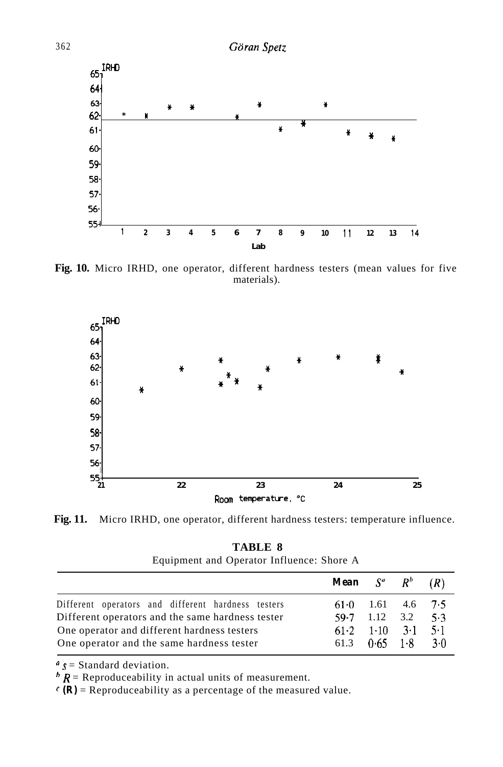**Fig. 10.** Micro IRHD, one operator, different hardness testers (mean values for five materials).

**Fig. 11.** Micro IRHD, one operator, different hardness testers: temperature influence.

**TABLE 8**
Equipment and Operator Influence: Shore A

| | Mean | $S^a$ | $R^b$ | $(R)$ |
|---|---|---|---|---|
| Different operators and different hardness testers | 61·0 | 1.61 | 4.6 | 7·5 |
| Different operators and the same hardness tester | 59·7 | 1.12 | 3.2 | 5·3 |
| One operator and different hardness testers | 61·2 | 1·10 | 3·1 | 5·1 |
| One operator and the same hardness tester | 61.3 | 0·65 | 1·8 | 3·0 |

[a] $s$ = Standard deviation.
[b] $R$ = Reproduceability in actual units of measurement.
[c] **(R)** = Reproduceability as a percentage of the measured value.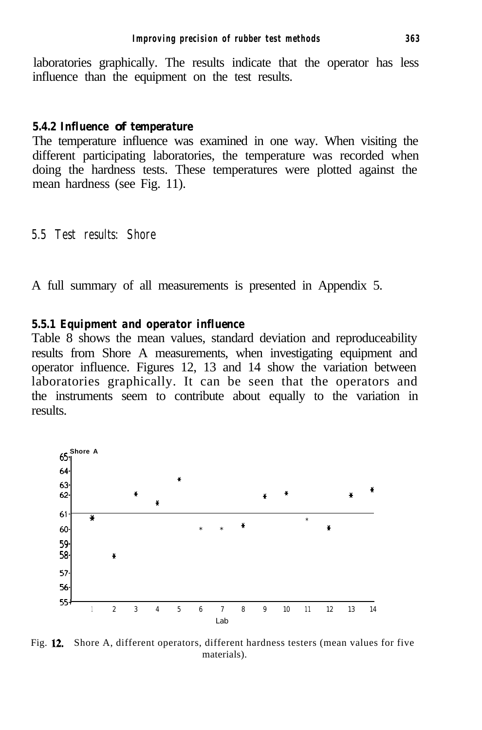laboratories graphically. The results indicate that the operator has less influence than the equipment on the test results.

### 5.4.2 Influence of temperature

The temperature influence was examined in one way. When visiting the different participating laboratories, the temperature was recorded when doing the hardness tests. These temperatures were plotted against the mean hardness (see Fig. 11).

## 5.5 Test results: Shore

A full summary of all measurements is presented in Appendix 5.

### 5.5.1 Equipment and operator influence

Table 8 shows the mean values, standard deviation and reproduceability results from Shore A measurements, when investigating equipment and operator influence. Figures 12, 13 and 14 show the variation between laboratories graphically. It can be seen that the operators and the instruments seem to contribute about equally to the variation in results.

Fig. 12. Shore A, different operators, different hardness testers (mean values for five materials).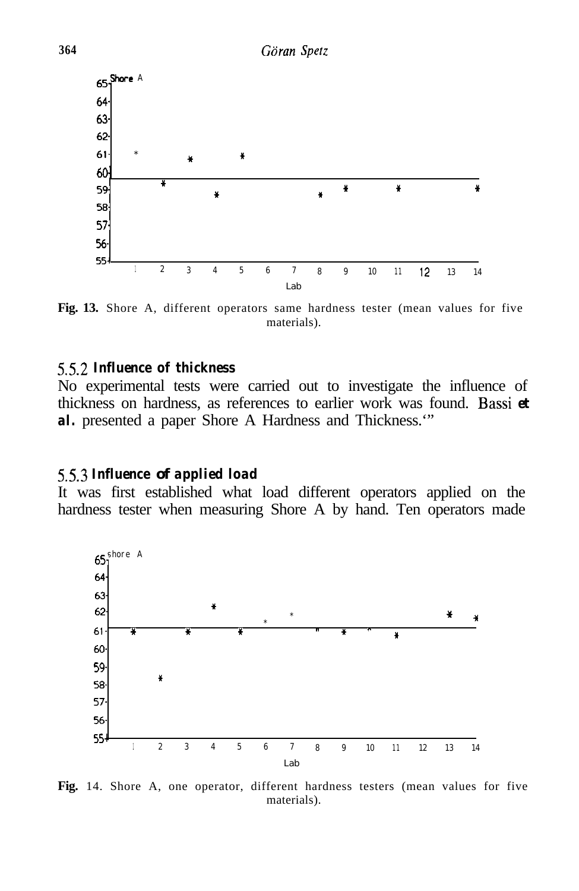**Fig. 13.** Shore A, different operators same hardness tester (mean values for five materials).

### 5.5.2 *Influence of thickness*

No experimental tests were carried out to investigate the influence of thickness on hardness, as references to earlier work was found. Bassi *et al.* presented a paper Shore A Hardness and Thickness.[10]

### 5.5.3 *Influence of applied load*

It was first established what load different operators applied on the hardness tester when measuring Shore A by hand. Ten operators made

**Fig.** 14. Shore A, one operator, different hardness testers (mean values for five materials).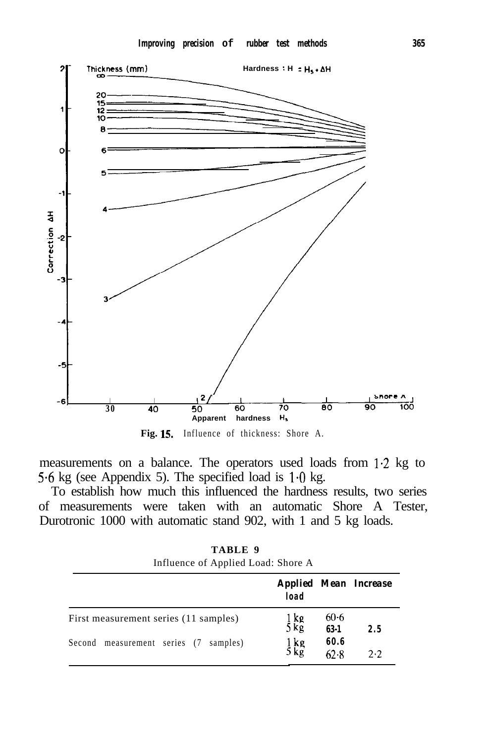Fig. 15. Influence of thickness: Shore A.

measurements on a balance. The operators used loads from 1·2 kg to 5·6 kg (see Appendix 5). The specified load is 1·0 kg.

To establish how much this influenced the hardness results, two series of measurements were taken with an automatic Shore A Tester, Durotronic 1000 with automatic stand 902, with 1 and 5 kg loads.

**TABLE 9**
Influence of Applied Load: Shore A

| | Applied load | Mean | Increase |
|---|---|---|---|
| First measurement series (11 samples) | 1 kg<br>5 kg | 60·6<br>63·1 | 2.5 |
| Second measurement series (7 samples) | 1 kg<br>5 kg | 60.6<br>62·8 | 2·2 |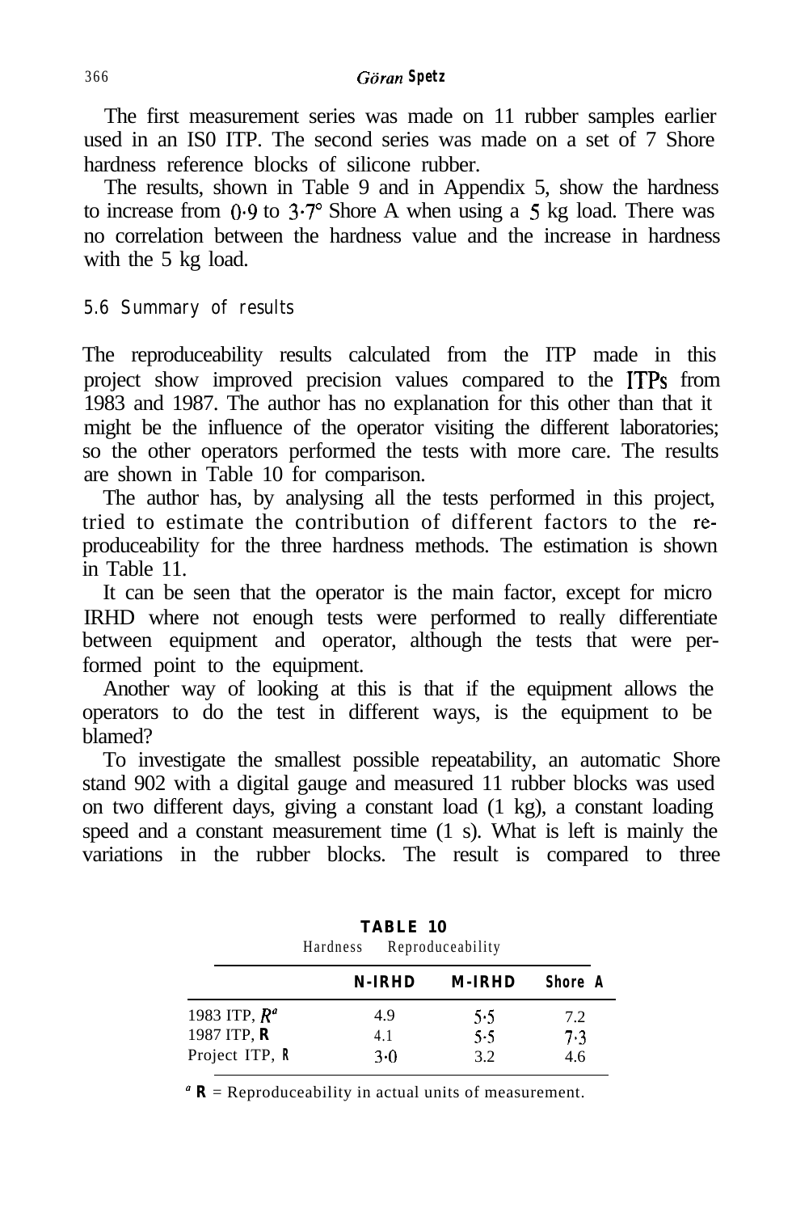The first measurement series was made on 11 rubber samples earlier used in an ISO ITP. The second series was made on a set of 7 Shore hardness reference blocks of silicone rubber.

The results, shown in Table 9 and in Appendix 5, show the hardness to increase from 0·9 to 3·7° Shore A when using a 5 kg load. There was no correlation between the hardness value and the increase in hardness with the 5 kg load.

### 5.6 Summary of results

The reproduceability results calculated from the ITP made in this project show improved precision values compared to the ITPs from 1983 and 1987. The author has no explanation for this other than that it might be the influence of the operator visiting the different laboratories; so the other operators performed the tests with more care. The results are shown in Table 10 for comparison.

The author has, by analysing all the tests performed in this project, tried to estimate the contribution of different factors to the reproduceability for the three hardness methods. The estimation is shown in Table 11.

It can be seen that the operator is the main factor, except for micro IRHD where not enough tests were performed to really differentiate between equipment and operator, although the tests that were performed point to the equipment.

Another way of looking at this is that if the equipment allows the operators to do the test in different ways, is the equipment to be blamed?

To investigate the smallest possible repeatability, an automatic Shore stand 902 with a digital gauge and measured 11 rubber blocks was used on two different days, giving a constant load (1 kg), a constant loading speed and a constant measurement time (1 s). What is left is mainly the variations in the rubber blocks. The result is compared to three

**TABLE 10**
Hardness Reproduceability

| | N-IRHD | M-IRHD | Shore A |
|---|---|---|---|
| 1983 ITP, $R$[a] | 4.9 | 5·5 | 7.2 |
| 1987 ITP, $R$ | 4.1 | 5·5 | 7·3 |
| Project ITP, $R$ | 3·0 | 3.2 | 4.6 |

[a] $R$ = Reproduceability in actual units of measurement.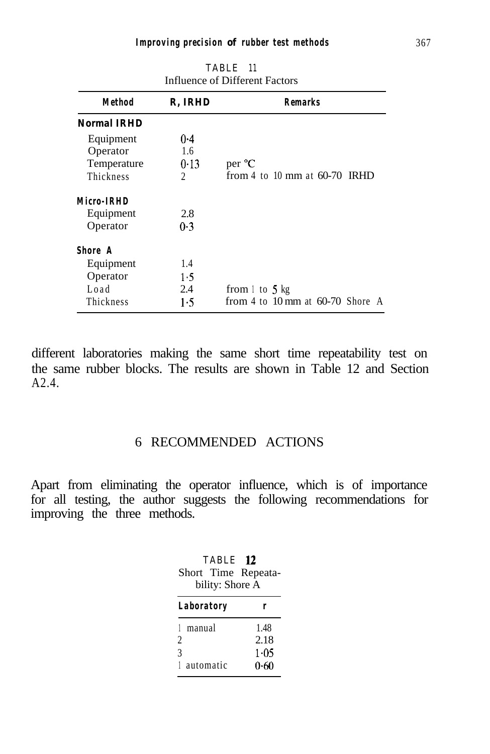TABLE 11
Influence of Different Factors

| Method | R, IRHD | Remarks |
|---|---|---|
| **Normal IRHD** | | |
| Equipment | 0·4 | |
| Operator | 1.6 | |
| Temperature | 0·13 | per °C |
| Thickness | 2 | from 4 to 10 mm at 60-70 IRHD |
| **Micro-IRHD** | | |
| Equipment | 2.8 | |
| Operator | 0·3 | |
| **Shore A** | | |
| Equipment | 1.4 | |
| Operator | 1·5 | |
| Load | 2.4 | from 1 to 5 kg |
| Thickness | 1·5 | from 4 to 10 mm at 60-70 Shore A |

different laboratories making the same short time repeatability test on the same rubber blocks. The results are shown in Table 12 and Section A2.4.

## 6 RECOMMENDED ACTIONS

Apart from eliminating the operator influence, which is of importance for all testing, the author suggests the following recommendations for improving the three methods.

TABLE 12
Short Time Repeatability: Shore A

| Laboratory | r |
|---|---|
| 1 manual | 1.48 |
| 2 | 2.18 |
| 3 | 1·05 |
| 1 automatic | 0·60 |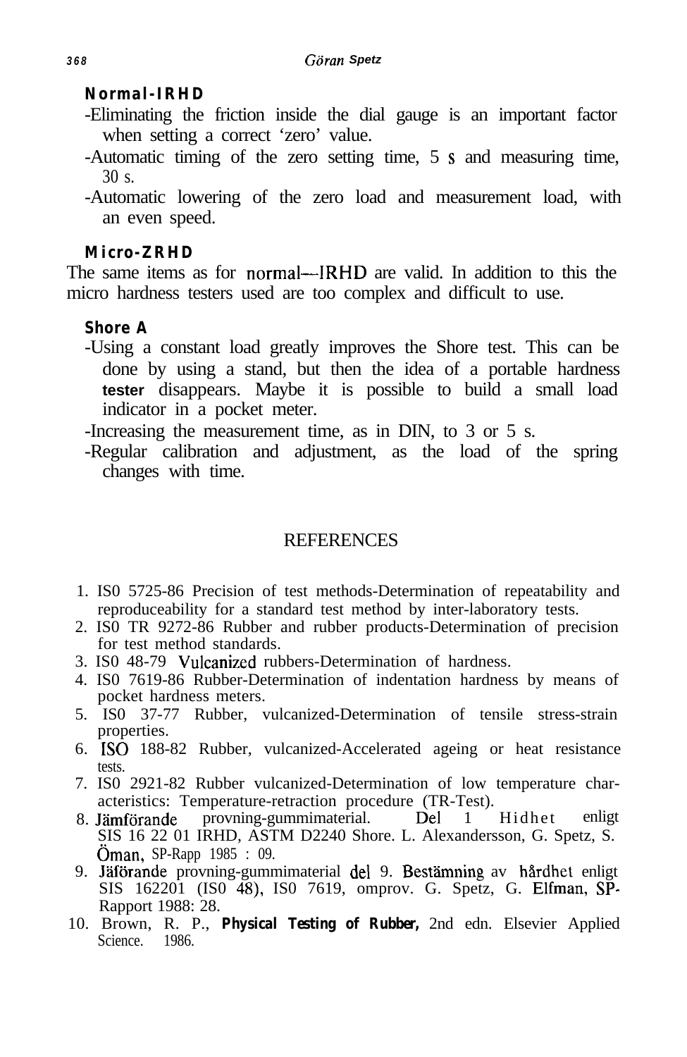**Normal-IRHD**

- -Eliminating the friction inside the dial gauge is an important factor when setting a correct 'zero' value.
- -Automatic timing of the zero setting time, 5 s and measuring time, 30 s.
- -Automatic lowering of the zero load and measurement load, with an even speed.

**Micro-ZRHD**

The same items as for normal—IRHD are valid. In addition to this the micro hardness testers used are too complex and difficult to use.

**Shore A**

- -Using a constant load greatly improves the Shore test. This can be done by using a stand, but then the idea of a portable hardness tester disappears. Maybe it is possible to build a small load indicator in a pocket meter.
- -Increasing the measurement time, as in DIN, to 3 or 5 s.
- -Regular calibration and adjustment, as the load of the spring changes with time.

## REFERENCES

1. IS0 5725-86 Precision of test methods-Determination of repeatability and reproduceability for a standard test method by inter-laboratory tests.
2. IS0 TR 9272-86 Rubber and rubber products-Determination of precision for test method standards.
3. IS0 48-79 Vulcanized rubbers-Determination of hardness.
4. IS0 7619-86 Rubber-Determination of indentation hardness by means of pocket hardness meters.
5. IS0 37-77 Rubber, vulcanized-Determination of tensile stress-strain properties.
6. ISO 188-82 Rubber, vulcanized-Accelerated ageing or heat resistance tests.
7. IS0 2921-82 Rubber vulcanized-Determination of low temperature characteristics: Temperature-retraction procedure (TR-Test).
8. Jämförande provning-gummimaterial. Del 1 Hidhet enligt SIS 16 22 01 IRHD, ASTM D2240 Shore. L. Alexandersson, G. Spetz, S. Öman, SP-Rapp 1985 : 09.
9. Jäförande provning-gummimaterial del 9. Bestämning av hårdhet enligt SIS 162201 (IS0 48), IS0 7619, omprov. G. Spetz, G. Elfman, SP-Rapport 1988: 28.
10. Brown, R. P., **Physical Testing of Rubber,** 2nd edn. Elsevier Applied Science. 1986.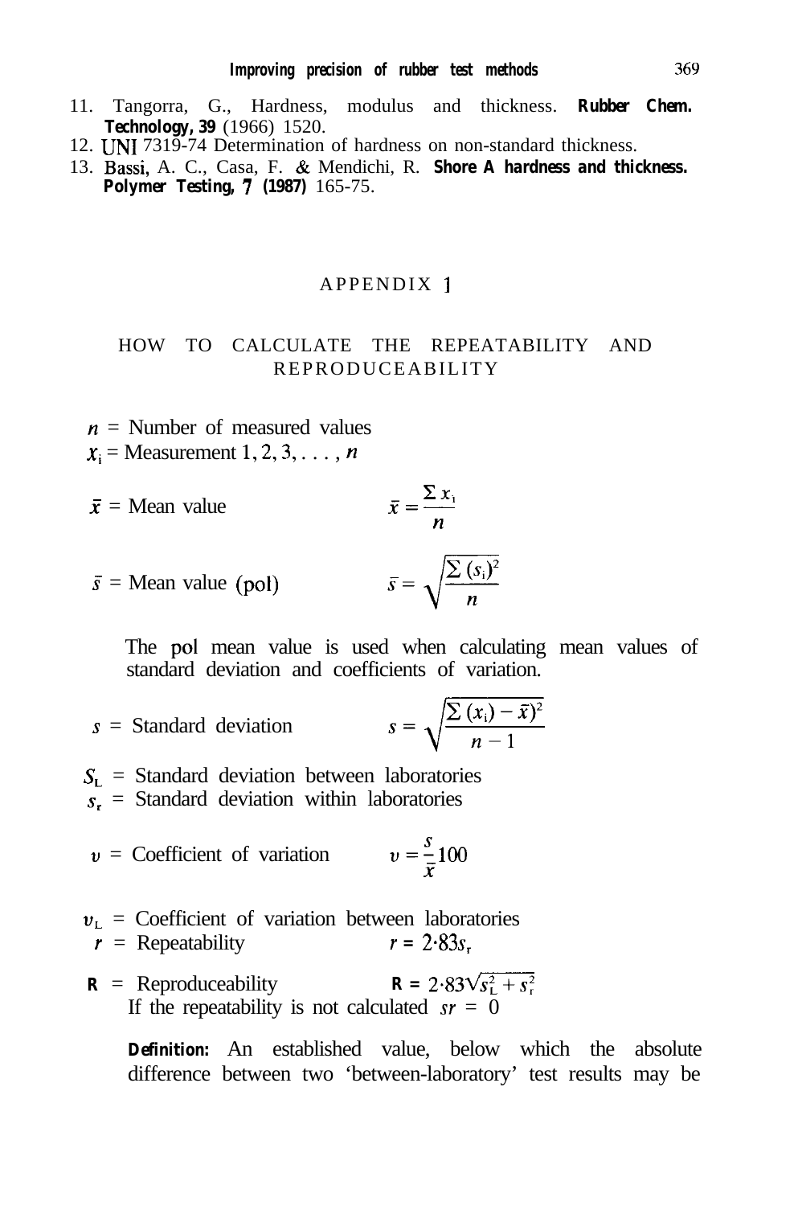11. Tangorra, G., Hardness, modulus and thickness. **Rubber Chem. Technology, 39** (1966) 1520.
12. UNI 7319-74 Determination of hardness on non-standard thickness.
13. Bassi, A. C., Casa, F. & Mendichi, R. **Shore A hardness and thickness. Polymer Testing, 7 (1987)** 165-75.

## APPENDIX 1

### HOW TO CALCULATE THE REPEATABILITY AND REPRODUCEABILITY

$n$ = Number of measured values

$x_i$ = Measurement 1, 2, 3, . . . , $n$

$\bar{x}$ = Mean value $\qquad \bar{x} = \dfrac{\Sigma x_i}{n}$

$\bar{s}$ = Mean value (pol) $\qquad \bar{s} = \sqrt{\dfrac{\Sigma (s_i)^2}{n}}$

The pol mean value is used when calculating mean values of standard deviation and coefficients of variation.

$s$ = Standard deviation $\qquad s = \sqrt{\dfrac{\Sigma (x_i) - \bar{x})^2}{n - 1}}$

$S_L$ = Standard deviation between laboratories

$s_r$ = Standard deviation within laboratories

$v$ = Coefficient of variation $\qquad v = \dfrac{s}{\bar{x}} 100$

$v_L$ = Coefficient of variation between laboratories

$r$ = Repeatability $\qquad r = 2{\cdot}83 s_r$

**R** = Reproduceability $\qquad R = 2{\cdot}83\sqrt{s_L^2 + s_r^2}$

If the repeatability is not calculated $sr = 0$

**Definition:** An established value, below which the absolute difference between two 'between-laboratory' test results may be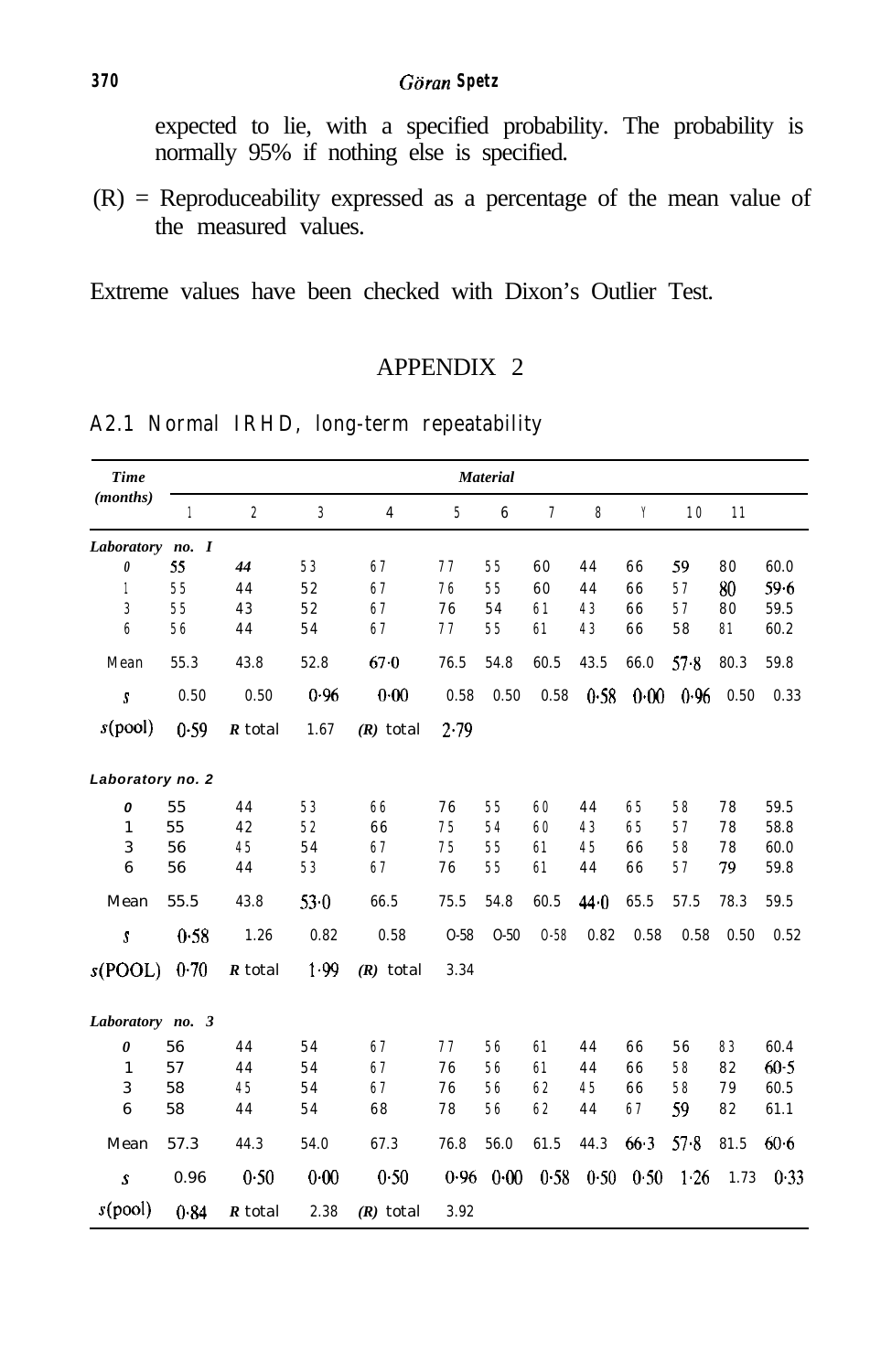expected to lie, with a specified probability. The probability is normally 95% if nothing else is specified.

(R) = Reproduceability expressed as a percentage of the mean value of the measured values.

Extreme values have been checked with Dixon's Outlier Test.

## APPENDIX 2

### A2.1 Normal IRHD, long-term repeatability

| *Time (months)* | *Material* | | | | | | | | | | | |
|---|---|---|---|---|---|---|---|---|---|---|---|---|
| | 1 | 2 | 3 | 4 | 5 | 6 | 7 | 8 | 9 | 10 | 11 | |
| ***Laboratory no. 1*** | | | | | | | | | | | | |
| *0* | 55 | *44* | 53 | 67 | 77 | 55 | 60 | 44 | 66 | 59 | 80 | 60.0 |
| 1 | 55 | 44 | 52 | 67 | 76 | 55 | 60 | 44 | 66 | 57 | 80 | 59·6 |
| 3 | 55 | 43 | 52 | 67 | 76 | 54 | 61 | 43 | 66 | 57 | 80 | 59.5 |
| 6 | 56 | 44 | 54 | 67 | 77 | 55 | 61 | 43 | 66 | 58 | 81 | 60.2 |
| Mean | 55.3 | 43.8 | 52.8 | 67·0 | 76.5 | 54.8 | 60.5 | 43.5 | 66.0 | 57·8 | 80.3 | 59.8 |
| *s* | 0.50 | 0.50 | 0·96 | 0·00 | 0.58 | 0.50 | 0.58 | 0·58 | 0·00 | 0·96 | 0.50 | 0.33 |
| *s*(pool) | 0·59 | ***R*** total | 1.67 | ***(R)*** total | 2·79 | | | | | | | |
| ***Laboratory no. 2*** | | | | | | | | | | | | |
| *0* | 55 | 44 | 53 | 66 | 76 | 55 | 60 | 44 | 65 | 58 | 78 | 59.5 |
| 1 | 55 | 42 | 52 | 66 | 75 | 54 | 60 | 43 | 65 | 57 | 78 | 58.8 |
| 3 | 56 | 45 | 54 | 67 | 75 | 55 | 61 | 45 | 66 | 58 | 78 | 60.0 |
| 6 | 56 | 44 | 53 | 67 | 76 | 55 | 61 | 44 | 66 | 57 | 79 | 59.8 |
| Mean | 55.5 | 43.8 | 53·0 | 66.5 | 75.5 | 54.8 | 60.5 | 44·0 | 65.5 | 57.5 | 78.3 | 59.5 |
| *s* | 0·58 | 1.26 | 0.82 | 0.58 | 0·58 | 0·50 | 0·58 | 0.82 | 0.58 | 0.58 | 0.50 | 0.52 |
| *s*(POOL) | 0·70 | ***R*** total | 1·99 | ***(R)*** total | 3.34 | | | | | | | |
| ***Laboratory no. 3*** | | | | | | | | | | | | |
| *0* | 56 | 44 | 54 | 67 | 77 | 56 | 61 | 44 | 66 | 56 | 83 | 60.4 |
| 1 | 57 | 44 | 54 | 67 | 76 | 56 | 61 | 44 | 66 | 58 | 82 | 60·5 |
| 3 | 58 | 45 | 54 | 67 | 76 | 56 | 62 | 45 | 66 | 58 | 79 | 60.5 |
| 6 | 58 | 44 | 54 | 68 | 78 | 56 | 62 | 44 | 67 | 59 | 82 | 61.1 |
| Mean | 57.3 | 44.3 | 54.0 | 67.3 | 76.8 | 56.0 | 61.5 | 44.3 | 66·3 | 57·8 | 81.5 | 60·6 |
| *s* | 0.96 | 0·50 | 0·00 | 0·50 | 0·96 | 0·00 | 0·58 | 0·50 | 0·50 | 1·26 | 1.73 | 0·33 |
| *s*(pool) | 0·84 | ***R*** total | 2.38 | ***(R)*** total | 3.92 | | | | | | | |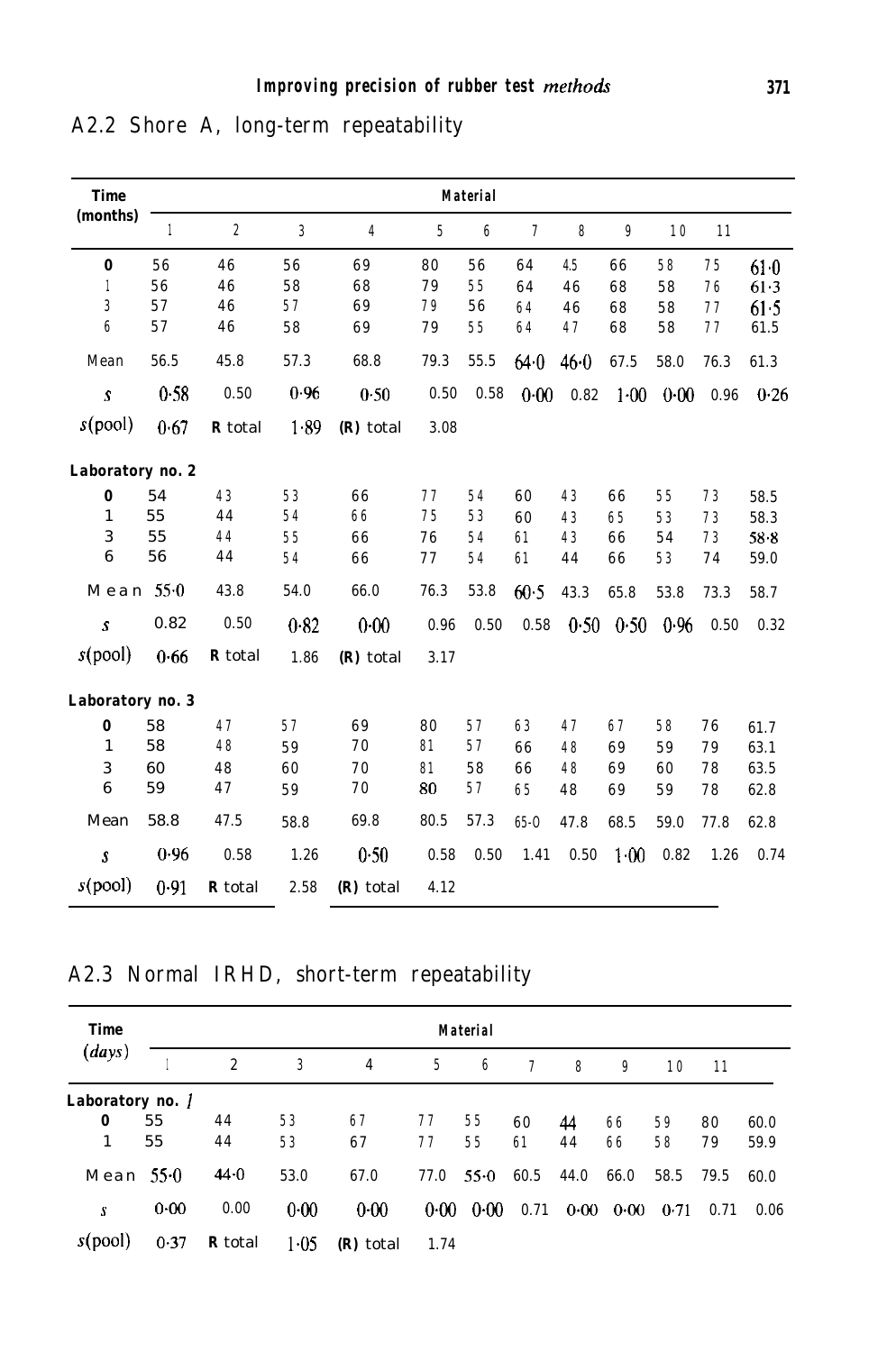## A2.2 Shore A, long-term repeatability

| Time (months) | Material | | | | | | | | | | | |
|---|---|---|---|---|---|---|---|---|---|---|---|---|
| | 1 | 2 | 3 | 4 | 5 | 6 | 7 | 8 | 9 | 10 | 11 | |
| 0 | 56 | 46 | 56 | 69 | 80 | 56 | 64 | 45 | 66 | 58 | 75 | 61·0 |
| 1 | 56 | 46 | 58 | 68 | 79 | 55 | 64 | 46 | 68 | 58 | 76 | 61·3 |
| 3 | 57 | 46 | 57 | 69 | 79 | 56 | 64 | 46 | 68 | 58 | 77 | 61·5 |
| 6 | 57 | 46 | 58 | 69 | 79 | 55 | 64 | 47 | 68 | 58 | 77 | 61.5 |
| Mean | 56.5 | 45.8 | 57.3 | 68.8 | 79.3 | 55.5 | 64·0 | 46·0 | 67.5 | 58.0 | 76.3 | 61.3 |
| $s$ | 0·58 | 0.50 | 0·96 | 0·50 | 0.50 | 0.58 | 0·00 | 0.82 | 1·00 | 0·00 | 0.96 | 0·26 |
| $s$(pool) | 0·67 | R total | 1·89 | (R) total | 3.08 | | | | | | | |
| **Laboratory no. 2** | | | | | | | | | | | | |
| 0 | 54 | 43 | 53 | 66 | 77 | 54 | 60 | 43 | 66 | 55 | 73 | 58.5 |
| 1 | 55 | 44 | 54 | 66 | 75 | 53 | 60 | 43 | 65 | 53 | 73 | 58.3 |
| 3 | 55 | 44 | 55 | 66 | 76 | 54 | 61 | 43 | 66 | 54 | 73 | 58·8 |
| 6 | 56 | 44 | 54 | 66 | 77 | 54 | 61 | 44 | 66 | 53 | 74 | 59.0 |
| Mean | 55·0 | 43.8 | 54.0 | 66.0 | 76.3 | 53.8 | 60·5 | 43.3 | 65.8 | 53.8 | 73.3 | 58.7 |
| $s$ | 0.82 | 0.50 | 0·82 | 0·00 | 0.96 | 0.50 | 0.58 | 0·50 | 0·50 | 0·96 | 0.50 | 0.32 |
| $s$(pool) | 0·66 | R total | 1.86 | (R) total | 3.17 | | | | | | | |
| **Laboratory no. 3** | | | | | | | | | | | | |
| 0 | 58 | 47 | 57 | 69 | 80 | 57 | 63 | 47 | 67 | 58 | 76 | 61.7 |
| 1 | 58 | 48 | 59 | 70 | 81 | 57 | 66 | 48 | 69 | 59 | 79 | 63.1 |
| 3 | 60 | 48 | 60 | 70 | 81 | 58 | 66 | 48 | 69 | 60 | 78 | 63.5 |
| 6 | 59 | 47 | 59 | 70 | 80 | 57 | 65 | 48 | 69 | 59 | 78 | 62.8 |
| Mean | 58.8 | 47.5 | 58.8 | 69.8 | 80.5 | 57.3 | 65·0 | 47.8 | 68.5 | 59.0 | 77.8 | 62.8 |
| $s$ | 0·96 | 0.58 | 1.26 | 0·50 | 0.58 | 0.50 | 1.41 | 0.50 | 1·00 | 0.82 | 1.26 | 0.74 |
| $s$(pool) | 0·91 | R total | 2.58 | (R) total | 4.12 | | | | | | | |

## A2.3 Normal IRHD, short-term repeatability

| Time (*days*) | Material | | | | | | | | | | | |
|---|---|---|---|---|---|---|---|---|---|---|---|---|
| | 1 | 2 | 3 | 4 | 5 | 6 | 7 | 8 | 9 | 10 | 11 | |
| **Laboratory no. 1** | | | | | | | | | | | | |
| 0 | 55 | 44 | 53 | 67 | 77 | 55 | 60 | 44 | 66 | 59 | 80 | 60.0 |
| 1 | 55 | 44 | 53 | 67 | 77 | 55 | 61 | 44 | 66 | 58 | 79 | 59.9 |
| Mean | 55·0 | 44·0 | 53.0 | 67.0 | 77.0 | 55·0 | 60.5 | 44.0 | 66.0 | 58.5 | 79.5 | 60.0 |
| $s$ | 0·00 | 0.00 | 0·00 | 0·00 | 0·00 | 0·00 | 0.71 | 0·00 | 0·00 | 0·71 | 0.71 | 0.06 |
| $s$(pool) | 0·37 | R total | 1·05 | (R) total | 1.74 | | | | | | | |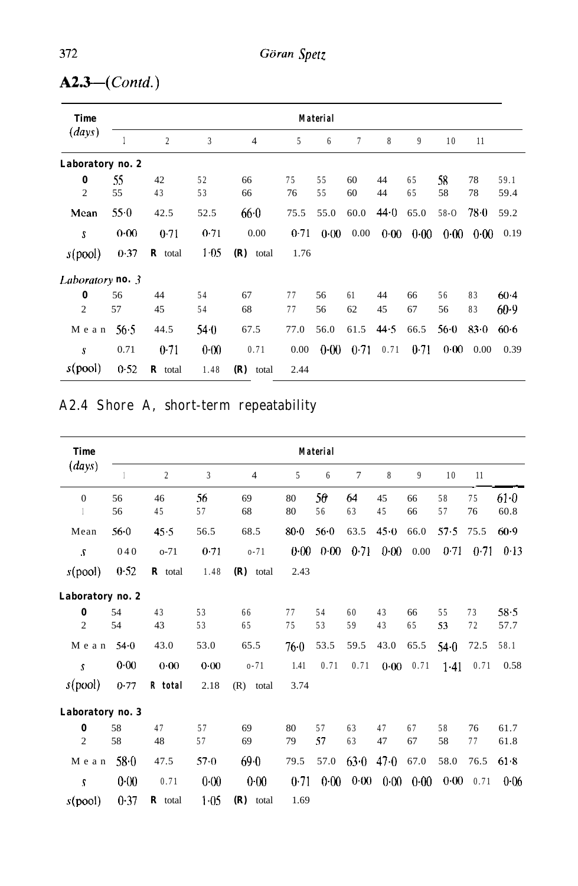## A2.3—(*Contd.*)

| Time (*days*) | Material | | | | | | | | | | | |
|---|---|---|---|---|---|---|---|---|---|---|---|---|
| | 1 | 2 | 3 | 4 | 5 | 6 | 7 | 8 | 9 | 10 | 11 | |
| **Laboratory no. 2** | | | | | | | | | | | | |
| 0 | 55 | 42 | 52 | 66 | 75 | 55 | 60 | 44 | 65 | 58 | 78 | 59.1 |
| 2 | 55 | 43 | 53 | 66 | 76 | 55 | 60 | 44 | 65 | 58 | 78 | 59.4 |
| Mean | 55·0 | 42.5 | 52.5 | 66·0 | 75.5 | 55.0 | 60.0 | 44·0 | 65.0 | 58·0 | 78·0 | 59.2 |
| *s* | 0·00 | 0·71 | 0·71 | 0.00 | 0·71 | 0·00 | 0.00 | 0·00 | 0·00 | 0·00 | 0·00 | 0.19 |
| *s*(pool) | 0·37 | **R** total | 1·05 | **(R)** total | 1.76 | | | | | | | |
| ***Laboratory* no. *3*** | | | | | | | | | | | | |
| 0 | 56 | 44 | 54 | 67 | 77 | 56 | 61 | 44 | 66 | 56 | 83 | 60·4 |
| 2 | 57 | 45 | 54 | 68 | 77 | 56 | 62 | 45 | 67 | 56 | 83 | 60·9 |
| Mean | 56·5 | 44.5 | 54·0 | 67.5 | 77.0 | 56.0 | 61.5 | 44·5 | 66.5 | 56·0 | 83·0 | 60·6 |
| *s* | 0.71 | 0·71 | 0·00 | 0.71 | 0.00 | 0·00 | 0·71 | 0.71 | 0·71 | 0·00 | 0.00 | 0.39 |
| *s*(pool) | 0·52 | **R** total | 1.48 | **(R)** total | 2.44 | | | | | | | |

## A2.4 Shore A, short-term repeatability

| Time (*days*) | Material | | | | | | | | | | | |
|---|---|---|---|---|---|---|---|---|---|---|---|---|
| | 1 | 2 | 3 | 4 | 5 | 6 | 7 | 8 | 9 | 10 | 11 | |
| 0 | 56 | 46 | 56 | 69 | 80 | 56 | 64 | 45 | 66 | 58 | 75 | 61·0 |
| 1 | 56 | 45 | 57 | 68 | 80 | 56 | 63 | 45 | 66 | 57 | 76 | 60.8 |
| Mean | 56·0 | 45·5 | 56.5 | 68.5 | 80·0 | 56·0 | 63.5 | 45·0 | 66.0 | 57·5 | 75.5 | 60·9 |
| *s* | 040 | o-71 | 0·71 | o-71 | 0·00 | 0·00 | 0·71 | 0·00 | 0.00 | 0·71 | 0·71 | 0·13 |
| *s*(pool) | 0·52 | **R** total | 1.48 | **(R)** total | 2.43 | | | | | | | |
| **Laboratory no. 2** | | | | | | | | | | | | |
| 0 | 54 | 43 | 53 | 66 | 77 | 54 | 60 | 43 | 66 | 55 | 73 | 58·5 |
| 2 | 54 | 43 | 53 | 65 | 75 | 53 | 59 | 43 | 65 | 53 | 72 | 57.7 |
| Mean | 54·0 | 43.0 | 53.0 | 65.5 | 76·0 | 53.5 | 59.5 | 43.0 | 65.5 | 54·0 | 72.5 | 58.1 |
| *s* | 0·00 | 0·00 | 0·00 | o-71 | 1.41 | 0.71 | 0.71 | 0·00 | 0.71 | 1·41 | 0.71 | 0.58 |
| *s*(pool) | 0·77 | **R total** | 2.18 | (R) total | 3.74 | | | | | | | |
| **Laboratory no. 3** | | | | | | | | | | | | |
| 0 | 58 | 47 | 57 | 69 | 80 | 57 | 63 | 47 | 67 | 58 | 76 | 61.7 |
| 2 | 58 | 48 | 57 | 69 | 79 | 57 | 63 | 47 | 67 | 58 | 77 | 61.8 |
| Mean | 58·0 | 47.5 | 57·0 | 69·0 | 79.5 | 57.0 | 63·0 | 47·0 | 67.0 | 58.0 | 76.5 | 61·8 |
| *s* | 0·00 | 0.71 | 0·00 | 0·00 | 0·71 | 0·00 | 0·00 | 0·00 | 0·00 | 0·00 | 0.71 | 0·06 |
| *s*(pool) | 0·37 | **R** total | 1·05 | **(R)** total | 1.69 | | | | | | | |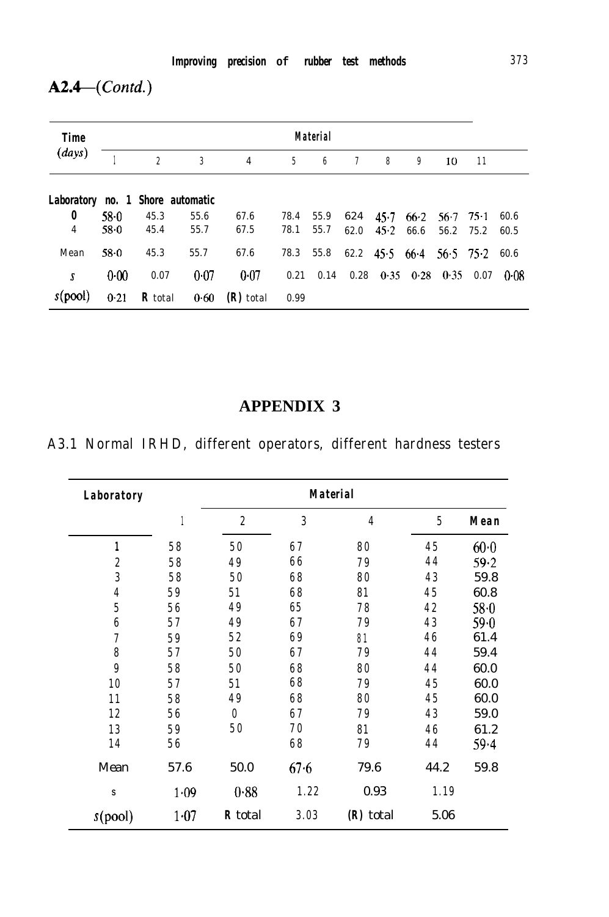**A2.4**—*(Contd.)*

| Time (days) | Material | | | | | | | | | | | |
|---|---|---|---|---|---|---|---|---|---|---|---|---|
| | 1 | 2 | 3 | 4 | 5 | 6 | 7 | 8 | 9 | 10 | 11 | |
| **Laboratory no. 1 Shore automatic** | | | | | | | | | | | | |
| **0** | 58·0 | 45.3 | 55.6 | 67.6 | 78.4 | 55.9 | 624 | 45·7 | 66·2 | 56·7 | 75·1 | 60.6 |
| 4 | 58·0 | 45.4 | 55.7 | 67.5 | 78.1 | 55.7 | 62.0 | 45·2 | 66.6 | 56.2 | 75.2 | 60.5 |
| Mean | 58·0 | 45.3 | 55.7 | 67.6 | 78.3 | 55.8 | 62.2 | 45·5 | 66·4 | 56·5 | 75·2 | 60.6 |
| $s$ | 0·00 | 0.07 | 0·07 | 0·07 | 0.21 | 0.14 | 0.28 | 0·35 | 0·28 | 0·35 | 0.07 | 0·08 |
| $s$(pool) | 0·21 | **R** total | 0·60 | **(R)** total | 0.99 | | | | | | | |

## APPENDIX 3

A3.1 Normal IRHD, different operators, different hardness testers

| Laboratory | Material | | | | | |
|---|---|---|---|---|---|---|
| | 1 | 2 | 3 | 4 | 5 | **Mean** |
| 1 | 58 | 50 | 67 | 80 | 45 | 60·0 |
| 2 | 58 | 49 | 66 | 79 | 44 | 59·2 |
| 3 | 58 | 50 | 68 | 80 | 43 | 59.8 |
| 4 | 59 | 51 | 68 | 81 | 45 | 60.8 |
| 5 | 56 | 49 | 65 | 78 | 42 | 58·0 |
| 6 | 57 | 49 | 67 | 79 | 43 | 59·0 |
| 7 | 59 | 52 | 69 | 81 | 46 | 61.4 |
| 8 | 57 | 50 | 67 | 79 | 44 | 59.4 |
| 9 | 58 | 50 | 68 | 80 | 44 | 60.0 |
| 10 | 57 | 51 | 68 | 79 | 45 | 60.0 |
| 11 | 58 | 49 | 68 | 80 | 45 | 60.0 |
| 12 | 56 | 0 | 67 | 79 | 43 | 59.0 |
| 13 | 59 | 50 | 70 | 81 | 46 | 61.2 |
| 14 | 56 | | 68 | 79 | 44 | 59·4 |
| Mean | 57.6 | 50.0 | 67·6 | 79.6 | 44.2 | 59.8 |
| s | 1·09 | 0·88 | 1.22 | 0.93 | 1.19 | |
| $s$(pool) | 1·07 | **R** total | 3.03 | **(R)** total | 5.06 | |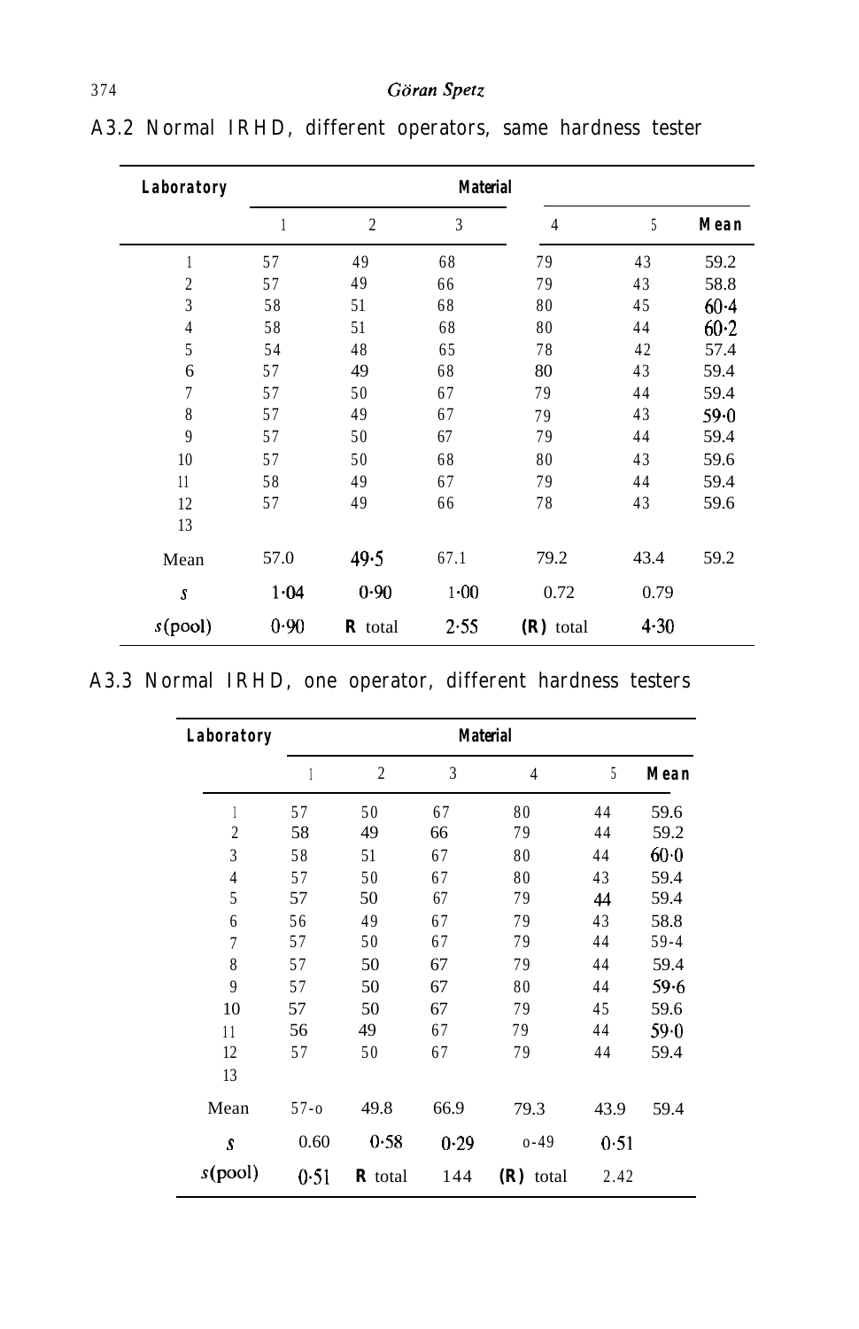A3.2 Normal IRHD, different operators, same hardness tester

| Laboratory | Material | | | | | |
|---|---|---|---|---|---|---|
| | 1 | 2 | 3 | 4 | 5 | Mean |
| 1 | 57 | 49 | 68 | 79 | 43 | 59.2 |
| 2 | 57 | 49 | 66 | 79 | 43 | 58.8 |
| 3 | 58 | 51 | 68 | 80 | 45 | 60·4 |
| 4 | 58 | 51 | 68 | 80 | 44 | 60·2 |
| 5 | 54 | 48 | 65 | 78 | 42 | 57.4 |
| 6 | 57 | 49 | 68 | 80 | 43 | 59.4 |
| 7 | 57 | 50 | 67 | 79 | 44 | 59.4 |
| 8 | 57 | 49 | 67 | 79 | 43 | 59·0 |
| 9 | 57 | 50 | 67 | 79 | 44 | 59.4 |
| 10 | 57 | 50 | 68 | 80 | 43 | 59.6 |
| 11 | 58 | 49 | 67 | 79 | 44 | 59.4 |
| 12 | 57 | 49 | 66 | 78 | 43 | 59.6 |
| 13 | | | | | | |
| Mean | 57.0 | 49·5 | 67.1 | 79.2 | 43.4 | 59.2 |
| $s$ | 1·04 | 0·90 | 1·00 | 0.72 | 0.79 | |
| $s$(pool) | 0·90 | **R** total | 2·55 | **(R)** total | 4·30 | |

A3.3 Normal IRHD, one operator, different hardness testers

| Laboratory | Material | | | | | |
|---|---|---|---|---|---|---|
| | 1 | 2 | 3 | 4 | 5 | Mean |
| 1 | 57 | 50 | 67 | 80 | 44 | 59.6 |
| 2 | 58 | 49 | 66 | 79 | 44 | 59.2 |
| 3 | 58 | 51 | 67 | 80 | 44 | 60·0 |
| 4 | 57 | 50 | 67 | 80 | 43 | 59.4 |
| 5 | 57 | 50 | 67 | 79 | 44 | 59.4 |
| 6 | 56 | 49 | 67 | 79 | 43 | 58.8 |
| 7 | 57 | 50 | 67 | 79 | 44 | 59-4 |
| 8 | 57 | 50 | 67 | 79 | 44 | 59.4 |
| 9 | 57 | 50 | 67 | 80 | 44 | 59·6 |
| 10 | 57 | 50 | 67 | 79 | 45 | 59.6 |
| 11 | 56 | 49 | 67 | 79 | 44 | 59·0 |
| 12 | 57 | 50 | 67 | 79 | 44 | 59.4 |
| 13 | | | | | | |
| Mean | 57-o | 49.8 | 66.9 | 79.3 | 43.9 | 59.4 |
| $s$ | 0.60 | 0·58 | 0·29 | o-49 | 0·51 | |
| $s$(pool) | 0·51 | **R** total | 144 | **(R)** total | 2.42 | |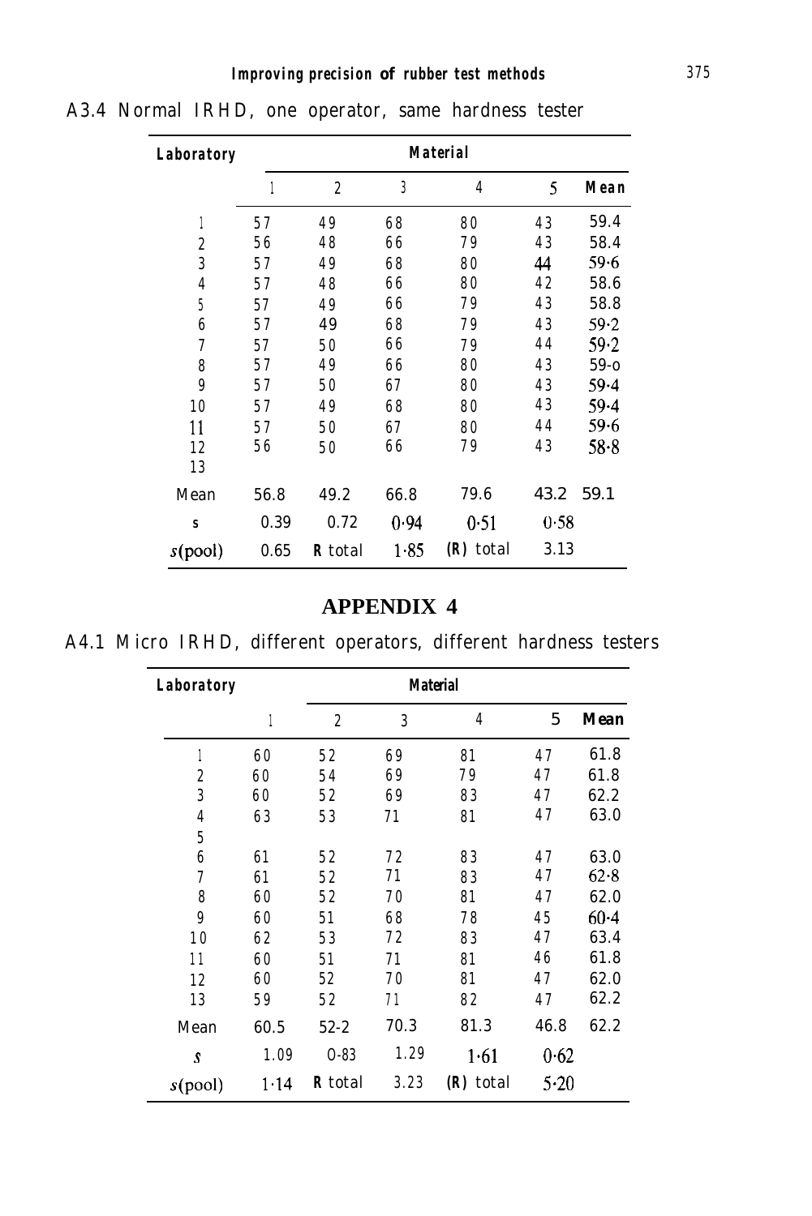A3.4 Normal IRHD, one operator, same hardness tester

| Laboratory | Material | | | | | |
|---|---|---|---|---|---|---|
| | 1 | 2 | 3 | 4 | 5 | Mean |
| 1 | 57 | 49 | 68 | 80 | 43 | 59.4 |
| 2 | 56 | 48 | 66 | 79 | 43 | 58.4 |
| 3 | 57 | 49 | 68 | 80 | 44 | 59·6 |
| 4 | 57 | 48 | 66 | 80 | 42 | 58.6 |
| 5 | 57 | 49 | 66 | 79 | 43 | 58.8 |
| 6 | 57 | 49 | 68 | 79 | 43 | 59·2 |
| 7 | 57 | 50 | 66 | 79 | 44 | 59·2 |
| 8 | 57 | 49 | 66 | 80 | 43 | 59-o |
| 9 | 57 | 50 | 67 | 80 | 43 | 59·4 |
| 10 | 57 | 49 | 68 | 80 | 43 | 59·4 |
| 11 | 57 | 50 | 67 | 80 | 44 | 59·6 |
| 12 | 56 | 50 | 66 | 79 | 43 | 58·8 |
| 13 | | | | | | |
| Mean | 56.8 | 49.2 | 66.8 | 79.6 | 43.2 | 59.1 |
| $s$ | 0.39 | 0.72 | 0·94 | 0·51 | 0·58 | |
| $s$(pool) | 0.65 | **R** total | 1·85 | **(R)** total | 3.13 | |

## APPENDIX 4

A4.1 Micro IRHD, different operators, different hardness testers

| Laboratory | Material | | | | | |
|---|---|---|---|---|---|---|
| | 1 | 2 | 3 | 4 | 5 | Mean |
| 1 | 60 | 52 | 69 | 81 | 47 | 61.8 |
| 2 | 60 | 54 | 69 | 79 | 47 | 61.8 |
| 3 | 60 | 52 | 69 | 83 | 47 | 62.2 |
| 4 | 63 | 53 | 71 | 81 | 47 | 63.0 |
| 5 | | | | | | |
| 6 | 61 | 52 | 72 | 83 | 47 | 63.0 |
| 7 | 61 | 52 | 71 | 83 | 47 | 62·8 |
| 8 | 60 | 52 | 70 | 81 | 47 | 62.0 |
| 9 | 60 | 51 | 68 | 78 | 45 | 60·4 |
| 10 | 62 | 53 | 72 | 83 | 47 | 63.4 |
| 11 | 60 | 51 | 71 | 81 | 46 | 61.8 |
| 12 | 60 | 52 | 70 | 81 | 47 | 62.0 |
| 13 | 59 | 52 | 71 | 82 | 47 | 62.2 |
| Mean | 60.5 | 52-2 | 70.3 | 81.3 | 46.8 | 62.2 |
| $s$ | 1.09 | 0-83 | 1.29 | 1·61 | 0·62 | |
| $s$(pool) | 1·14 | **R** total | 3.23 | **(R)** total | 5·20 | |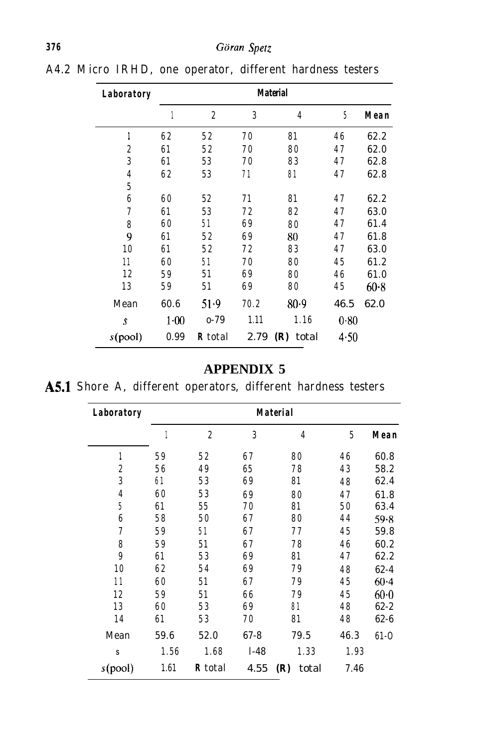A4.2 Micro IRHD, one operator, different hardness testers

| Laboratory | Material | | | | | |
|---|---|---|---|---|---|---|
| | 1 | 2 | 3 | 4 | 5 | Mean |
| 1 | 62 | 52 | 70 | 81 | 46 | 62.2 |
| 2 | 61 | 52 | 70 | 80 | 47 | 62.0 |
| 3 | 61 | 53 | 70 | 83 | 47 | 62.8 |
| 4 | 62 | 53 | 71 | 81 | 47 | 62.8 |
| 5 | | | | | | |
| 6 | 60 | 52 | 71 | 81 | 47 | 62.2 |
| 7 | 61 | 53 | 72 | 82 | 47 | 63.0 |
| 8 | 60 | 51 | 69 | 80 | 47 | 61.4 |
| 9 | 61 | 52 | 69 | 80 | 47 | 61.8 |
| 10 | 61 | 52 | 72 | 83 | 47 | 63.0 |
| 11 | 60 | 51 | 70 | 80 | 45 | 61.2 |
| 12 | 59 | 51 | 69 | 80 | 46 | 61.0 |
| 13 | 59 | 51 | 69 | 80 | 45 | 60·8 |
| Mean | 60.6 | 51·9 | 70.2 | 80·9 | 46.5 | 62.0 |
| $s$ | 1·00 | 0·79 | 1.11 | 1.16 | 0·80 | |
| $s$(pool) | 0.99 | **R** total | 2.79 | **(R)** total | 4·50 | |

# APPENDIX 5

**A5.1** Shore A, different operators, different hardness testers

| Laboratory | Material | | | | | |
|---|---|---|---|---|---|---|
| | 1 | 2 | 3 | 4 | 5 | Mean |
| 1 | 59 | 52 | 67 | 80 | 46 | 60.8 |
| 2 | 56 | 49 | 65 | 78 | 43 | 58.2 |
| 3 | 61 | 53 | 69 | 81 | 48 | 62.4 |
| 4 | 60 | 53 | 69 | 80 | 47 | 61.8 |
| 5 | 61 | 55 | 70 | 81 | 50 | 63.4 |
| 6 | 58 | 50 | 67 | 80 | 44 | 59·8 |
| 7 | 59 | 51 | 67 | 77 | 45 | 59.8 |
| 8 | 59 | 51 | 67 | 78 | 46 | 60.2 |
| 9 | 61 | 53 | 69 | 81 | 47 | 62.2 |
| 10 | 62 | 54 | 69 | 79 | 48 | 62·4 |
| 11 | 60 | 51 | 67 | 79 | 45 | 60·4 |
| 12 | 59 | 51 | 66 | 79 | 45 | 60·0 |
| 13 | 60 | 53 | 69 | 81 | 48 | 62·2 |
| 14 | 61 | 53 | 70 | 81 | 48 | 62·6 |
| Mean | 59.6 | 52.0 | 67·8 | 79.5 | 46.3 | 61·0 |
| $s$ | 1.56 | 1.68 | 1·48 | 1.33 | 1.93 | |
| $s$(pool) | 1.61 | **R** total | 4.55 | **(R)** total | 7.46 | |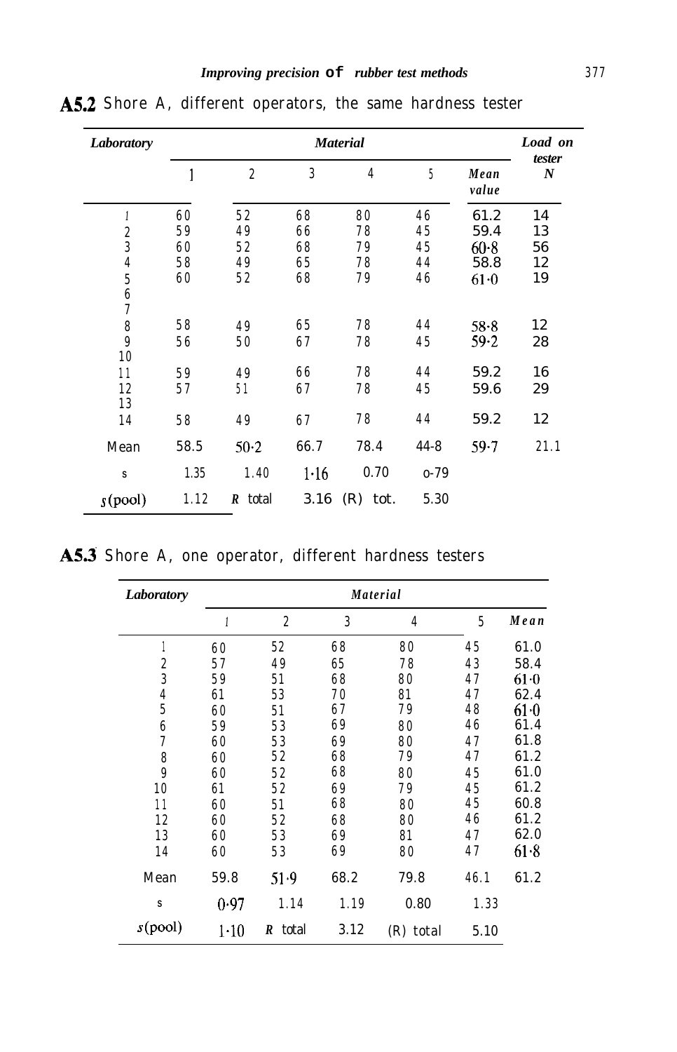**A5.2** Shore A, different operators, the same hardness tester

| Laboratory | Material | | | | | | Load on tester N |
|---|---|---|---|---|---|---|---|
| | 1 | 2 | 3 | 4 | 5 | Mean value | |
| 1 | 60 | 52 | 68 | 80 | 46 | 61.2 | 14 |
| 2 | 59 | 49 | 66 | 78 | 45 | 59.4 | 13 |
| 3 | 60 | 52 | 68 | 79 | 45 | 60·8 | 56 |
| 4 | 58 | 49 | 65 | 78 | 44 | 58.8 | 12 |
| 5 | 60 | 52 | 68 | 79 | 46 | 61·0 | 19 |
| 6 | | | | | | | |
| 7 | | | | | | | |
| 8 | 58 | 49 | 65 | 78 | 44 | 58·8 | 12 |
| 9 | 56 | 50 | 67 | 78 | 45 | 59·2 | 28 |
| 10 | | | | | | | |
| 11 | 59 | 49 | 66 | 78 | 44 | 59.2 | 16 |
| 12 | 57 | 51 | 67 | 78 | 45 | 59.6 | 29 |
| 13 | | | | | | | |
| 14 | 58 | 49 | 67 | 78 | 44 | 59.2 | 12 |
| Mean | 58.5 | 50·2 | 66.7 | 78.4 | 44·8 | 59·7 | 21.1 |
| s | 1.35 | 1.40 | 1·16 | 0.70 | 0·79 | | |
| s(pool) | 1.12 | *R* total | 3.16 | (R) tot. | 5.30 | | |

**A5.3** Shore A, one operator, different hardness testers

| Laboratory | Material | | | | | |
|---|---|---|---|---|---|---|
| | 1 | 2 | 3 | 4 | 5 | Mean |
| 1 | 60 | 52 | 68 | 80 | 45 | 61.0 |
| 2 | 57 | 49 | 65 | 78 | 43 | 58.4 |
| 3 | 59 | 51 | 68 | 80 | 47 | 61·0 |
| 4 | 61 | 53 | 70 | 81 | 47 | 62.4 |
| 5 | 60 | 51 | 67 | 79 | 48 | 61·0 |
| 6 | 59 | 53 | 69 | 80 | 46 | 61.4 |
| 7 | 60 | 53 | 69 | 80 | 47 | 61.8 |
| 8 | 60 | 52 | 68 | 79 | 47 | 61.2 |
| 9 | 60 | 52 | 68 | 80 | 45 | 61.0 |
| 10 | 61 | 52 | 69 | 79 | 45 | 61.2 |
| 11 | 60 | 51 | 68 | 80 | 45 | 60.8 |
| 12 | 60 | 52 | 68 | 80 | 46 | 61.2 |
| 13 | 60 | 53 | 69 | 81 | 47 | 62.0 |
| 14 | 60 | 53 | 69 | 80 | 47 | 61·8 |
| Mean | 59.8 | 51·9 | 68.2 | 79.8 | 46.1 | 61.2 |
| s | 0·97 | 1.14 | 1.19 | 0.80 | 1.33 | |
| s(pool) | 1·10 | *R* total | 3.12 | (R) total | 5.10 | |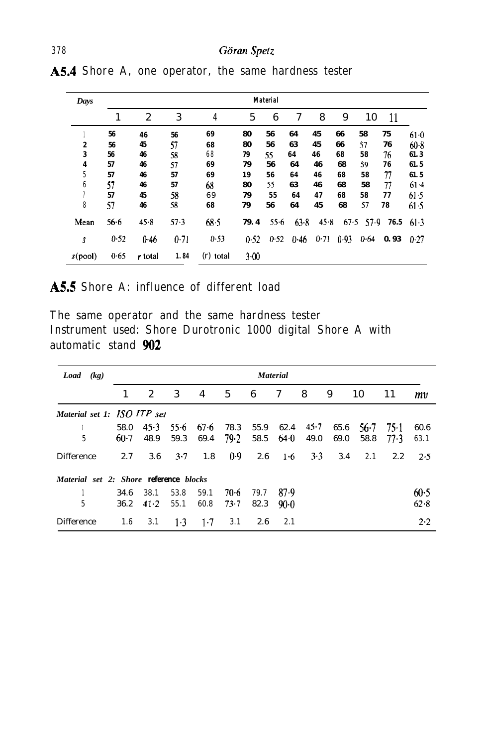## A5.4 Shore A, one operator, the same hardness tester

| Days | Material | | | | | | | | | | | |
|---|---|---|---|---|---|---|---|---|---|---|---|---|
| | 1 | 2 | 3 | 4 | 5 | 6 | 7 | 8 | 9 | 10 | 11 | |
| 1 | 56 | 46 | 56 | 69 | 80 | 56 | 64 | 45 | 66 | 58 | 75 | 61·0 |
| 2 | 56 | 45 | 57 | 68 | 80 | 56 | 63 | 45 | 66 | 57 | 76 | 60·8 |
| 3 | 56 | 46 | 58 | 68 | 79 | 55 | 64 | 46 | 68 | 58 | 76 | 61.3 |
| 4 | 57 | 46 | 57 | 69 | 79 | 56 | 64 | 46 | 68 | 59 | 76 | 61.5 |
| 5 | 57 | 46 | 57 | 69 | 19 | 56 | 64 | 46 | 68 | 58 | 77 | 61.5 |
| 6 | 57 | 46 | 57 | 68 | 80 | 55 | 63 | 46 | 68 | 58 | 77 | 61·4 |
| 7 | 57 | 45 | 58 | 69 | 79 | 55 | 64 | 47 | 68 | 58 | 77 | 61·5 |
| 8 | 57 | 46 | 58 | 68 | 79 | 56 | 64 | 45 | 68 | 57 | 78 | 61·5 |
| Mean | 56·6 | 45·8 | 57·3 | 68·5 | 79.4 | 55·6 | 63·8 | 45·8 | 67·5 | 57·9 | 76.5 | 61·3 |
| $s$ | 0·52 | 0·46 | 0·71 | 0·53 | 0·52 | 0·52 | 0·46 | 0·71 | 0·93 | 0·64 | 0.93 | 0·27 |
| $s$(pool) | 0·65 | $r$ total | 1.84 | (r) total | 3·00 | | | | | | | |

## A5.5 Shore A: influence of different load

The same operator and the same hardness tester
Instrument used: Shore Durotronic 1000 digital Shore A with automatic stand 902

| Load (kg) | Material | | | | | | | | | | | |
|---|---|---|---|---|---|---|---|---|---|---|---|---|
| | 1 | 2 | 3 | 4 | 5 | 6 | 7 | 8 | 9 | 10 | 11 | *mv* |
| *Material set 1: ISO ITP set* | | | | | | | | | | | | |
| 1 | 58.0 | 45·3 | 55·6 | 67·6 | 78.3 | 55.9 | 62.4 | 45·7 | 65.6 | 56·7 | 75·1 | 60.6 |
| 5 | 60·7 | 48.9 | 59.3 | 69.4 | 79·2 | 58.5 | 64·0 | 49.0 | 69.0 | 58.8 | 77·3 | 63.1 |
| Difference | 2.7 | 3.6 | 3·7 | 1.8 | 0·9 | 2.6 | 1·6 | 3·3 | 3.4 | 2.1 | 2.2 | 2·5 |
| *Material set 2: Shore reference blocks* | | | | | | | | | | | | |
| 1 | 34.6 | 38.1 | 53.8 | 59.1 | 70·6 | 79.7 | 87·9 | | | | | 60·5 |
| 5 | 36.2 | 41·2 | 55.1 | 60.8 | 73·7 | 82.3 | 90·0 | | | | | 62·8 |
| Difference | 1.6 | 3.1 | 1·3 | 1·7 | 3.1 | 2.6 | 2.1 | | | | | 2·2 |